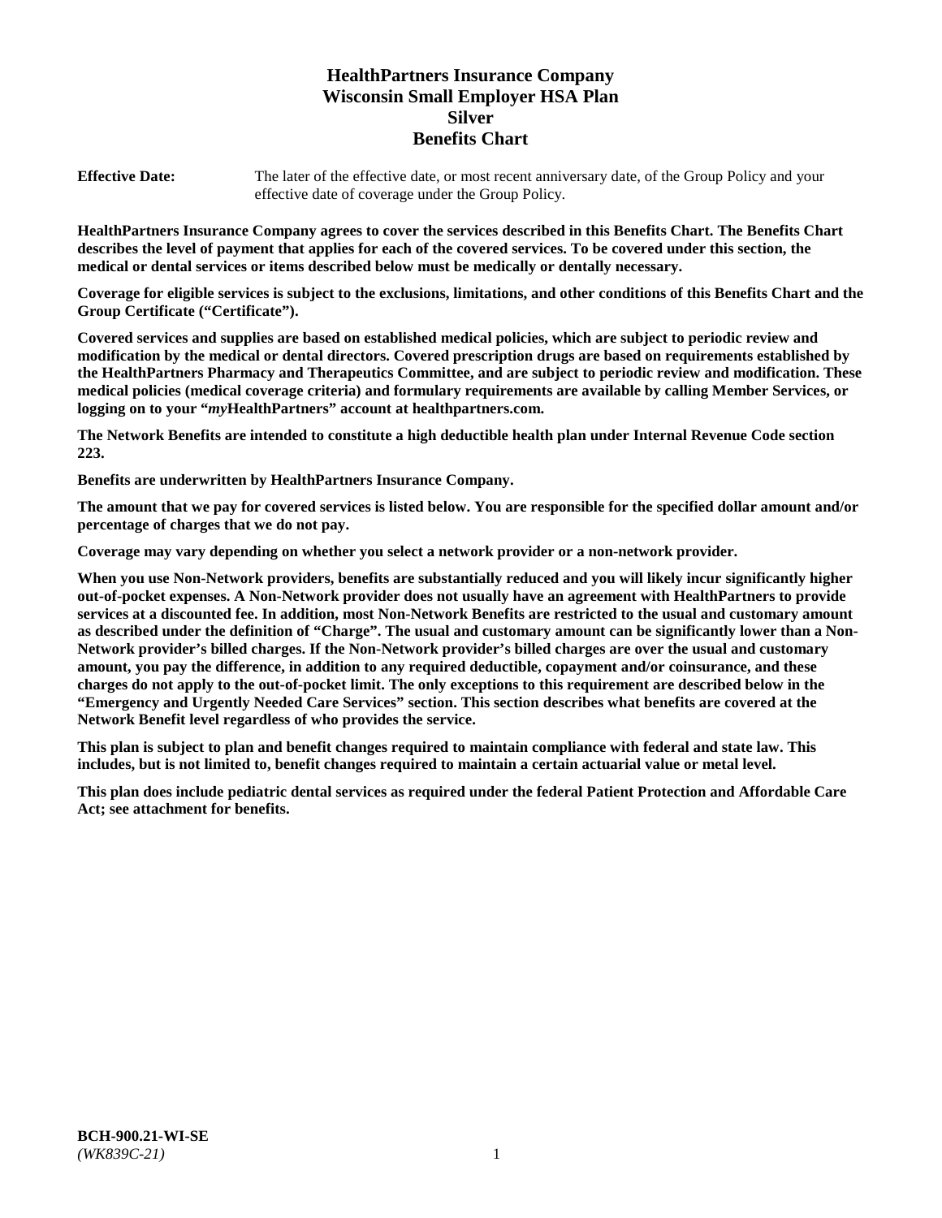# HealthPartners Insurance Company
# Wisconsin Small Employer HSA Plan
# Silver
# Benefits Chart

**Effective Date:** The later of the effective date, or most recent anniversary date, of the Group Policy and your effective date of coverage under the Group Policy.

**HealthPartners Insurance Company agrees to cover the services described in this Benefits Chart. The Benefits Chart describes the level of payment that applies for each of the covered services. To be covered under this section, the medical or dental services or items described below must be medically or dentally necessary.**

**Coverage for eligible services is subject to the exclusions, limitations, and other conditions of this Benefits Chart and the Group Certificate ("Certificate").**

**Covered services and supplies are based on established medical policies, which are subject to periodic review and modification by the medical or dental directors. Covered prescription drugs are based on requirements established by the HealthPartners Pharmacy and Therapeutics Committee, and are subject to periodic review and modification. These medical policies (medical coverage criteria) and formulary requirements are available by calling Member Services, or logging on to your "*my*HealthPartners" account at healthpartners.com.**

**The Network Benefits are intended to constitute a high deductible health plan under Internal Revenue Code section 223.**

**Benefits are underwritten by HealthPartners Insurance Company.**

**The amount that we pay for covered services is listed below. You are responsible for the specified dollar amount and/or percentage of charges that we do not pay.**

**Coverage may vary depending on whether you select a network provider or a non-network provider.**

**When you use Non-Network providers, benefits are substantially reduced and you will likely incur significantly higher out-of-pocket expenses. A Non-Network provider does not usually have an agreement with HealthPartners to provide services at a discounted fee. In addition, most Non-Network Benefits are restricted to the usual and customary amount as described under the definition of "Charge". The usual and customary amount can be significantly lower than a Non-Network provider's billed charges. If the Non-Network provider's billed charges are over the usual and customary amount, you pay the difference, in addition to any required deductible, copayment and/or coinsurance, and these charges do not apply to the out-of-pocket limit. The only exceptions to this requirement are described below in the "Emergency and Urgently Needed Care Services" section. This section describes what benefits are covered at the Network Benefit level regardless of who provides the service.**

**This plan is subject to plan and benefit changes required to maintain compliance with federal and state law. This includes, but is not limited to, benefit changes required to maintain a certain actuarial value or metal level.**

**This plan does include pediatric dental services as required under the federal Patient Protection and Affordable Care Act; see attachment for benefits.**

**BCH-900.21-WI-SE**
*(WK839C-21)*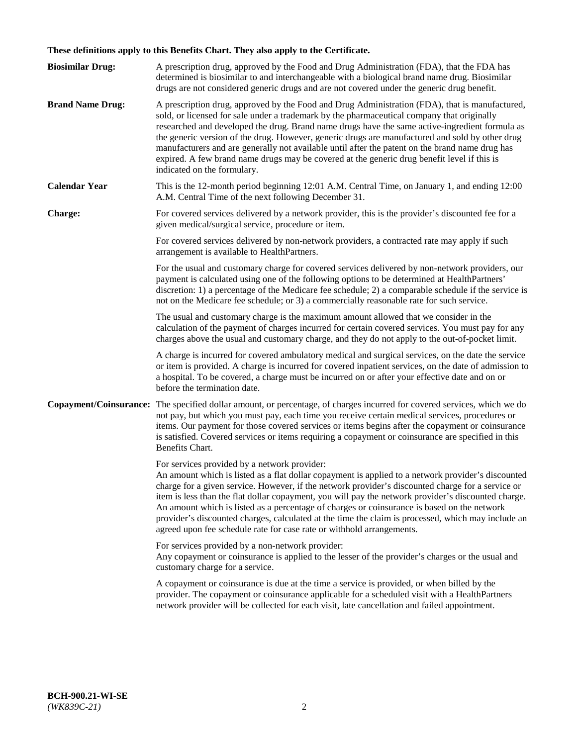**These definitions apply to this Benefits Chart. They also apply to the Certificate.**

**Biosimilar Drug:** A prescription drug, approved by the Food and Drug Administration (FDA), that the FDA has determined is biosimilar to and interchangeable with a biological brand name drug. Biosimilar drugs are not considered generic drugs and are not covered under the generic drug benefit.

**Brand Name Drug:** A prescription drug, approved by the Food and Drug Administration (FDA), that is manufactured, sold, or licensed for sale under a trademark by the pharmaceutical company that originally researched and developed the drug. Brand name drugs have the same active-ingredient formula as the generic version of the drug. However, generic drugs are manufactured and sold by other drug manufacturers and are generally not available until after the patent on the brand name drug has expired. A few brand name drugs may be covered at the generic drug benefit level if this is indicated on the formulary.

**Calendar Year** This is the 12-month period beginning 12:01 A.M. Central Time, on January 1, and ending 12:00 A.M. Central Time of the next following December 31.

**Charge:** For covered services delivered by a network provider, this is the provider's discounted fee for a given medical/surgical service, procedure or item.

For covered services delivered by non-network providers, a contracted rate may apply if such arrangement is available to HealthPartners.

For the usual and customary charge for covered services delivered by non-network providers, our payment is calculated using one of the following options to be determined at HealthPartners' discretion: 1) a percentage of the Medicare fee schedule; 2) a comparable schedule if the service is not on the Medicare fee schedule; or 3) a commercially reasonable rate for such service.

The usual and customary charge is the maximum amount allowed that we consider in the calculation of the payment of charges incurred for certain covered services. You must pay for any charges above the usual and customary charge, and they do not apply to the out-of-pocket limit.

A charge is incurred for covered ambulatory medical and surgical services, on the date the service or item is provided. A charge is incurred for covered inpatient services, on the date of admission to a hospital. To be covered, a charge must be incurred on or after your effective date and on or before the termination date.

**Copayment/Coinsurance:** The specified dollar amount, or percentage, of charges incurred for covered services, which we do not pay, but which you must pay, each time you receive certain medical services, procedures or items. Our payment for those covered services or items begins after the copayment or coinsurance is satisfied. Covered services or items requiring a copayment or coinsurance are specified in this Benefits Chart.

For services provided by a network provider:
An amount which is listed as a flat dollar copayment is applied to a network provider's discounted charge for a given service. However, if the network provider's discounted charge for a service or item is less than the flat dollar copayment, you will pay the network provider's discounted charge. An amount which is listed as a percentage of charges or coinsurance is based on the network provider's discounted charges, calculated at the time the claim is processed, which may include an agreed upon fee schedule rate for case rate or withhold arrangements.

For services provided by a non-network provider:
Any copayment or coinsurance is applied to the lesser of the provider's charges or the usual and customary charge for a service.

A copayment or coinsurance is due at the time a service is provided, or when billed by the provider. The copayment or coinsurance applicable for a scheduled visit with a HealthPartners network provider will be collected for each visit, late cancellation and failed appointment.

**BCH-900.21-WI-SE**
*(WK839C-21)*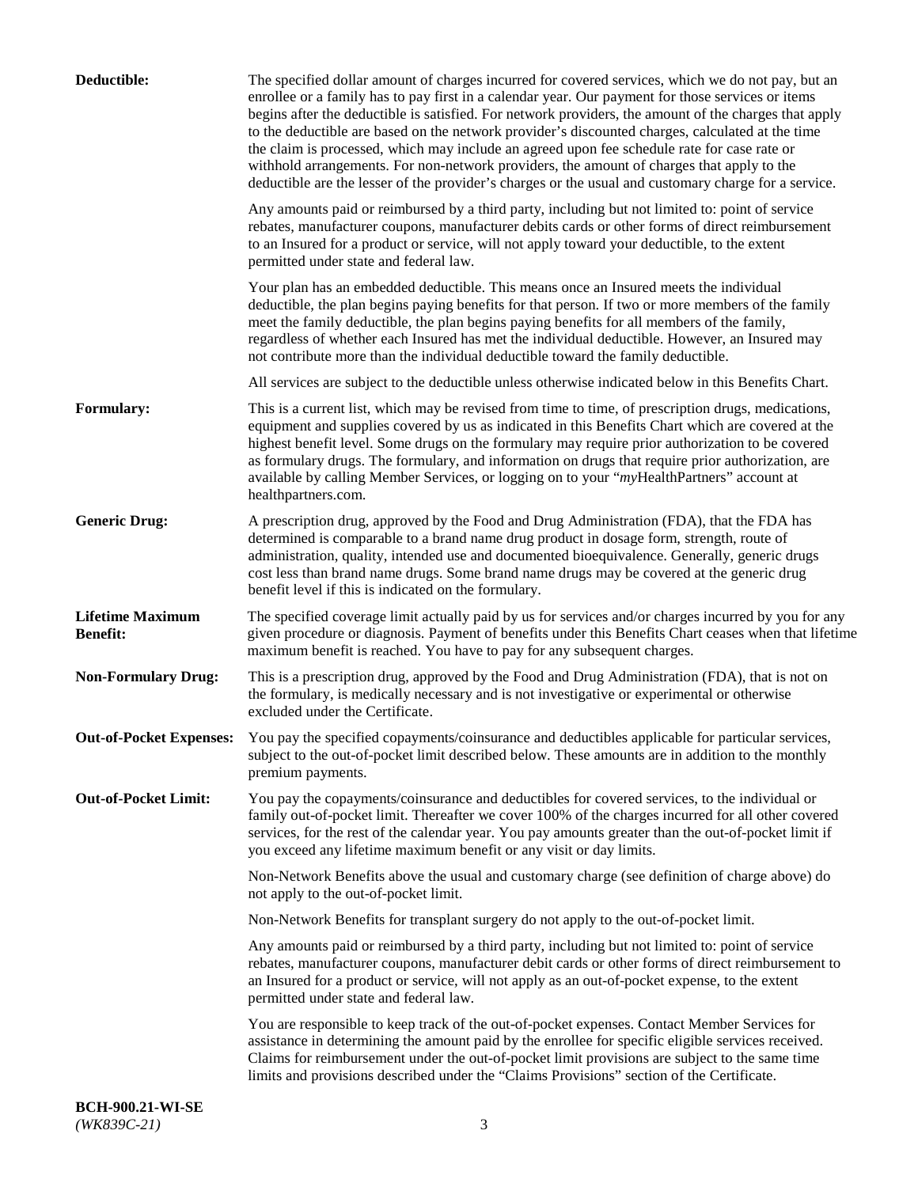**Deductible:** The specified dollar amount of charges incurred for covered services, which we do not pay, but an enrollee or a family has to pay first in a calendar year. Our payment for those services or items begins after the deductible is satisfied. For network providers, the amount of the charges that apply to the deductible are based on the network provider's discounted charges, calculated at the time the claim is processed, which may include an agreed upon fee schedule rate for case rate or withhold arrangements. For non-network providers, the amount of charges that apply to the deductible are the lesser of the provider's charges or the usual and customary charge for a service.

Any amounts paid or reimbursed by a third party, including but not limited to: point of service rebates, manufacturer coupons, manufacturer debits cards or other forms of direct reimbursement to an Insured for a product or service, will not apply toward your deductible, to the extent permitted under state and federal law.

Your plan has an embedded deductible. This means once an Insured meets the individual deductible, the plan begins paying benefits for that person. If two or more members of the family meet the family deductible, the plan begins paying benefits for all members of the family, regardless of whether each Insured has met the individual deductible. However, an Insured may not contribute more than the individual deductible toward the family deductible.

All services are subject to the deductible unless otherwise indicated below in this Benefits Chart.

**Formulary:** This is a current list, which may be revised from time to time, of prescription drugs, medications, equipment and supplies covered by us as indicated in this Benefits Chart which are covered at the highest benefit level. Some drugs on the formulary may require prior authorization to be covered as formulary drugs. The formulary, and information on drugs that require prior authorization, are available by calling Member Services, or logging on to your "*my*HealthPartners" account at healthpartners.com.

**Generic Drug:** A prescription drug, approved by the Food and Drug Administration (FDA), that the FDA has determined is comparable to a brand name drug product in dosage form, strength, route of administration, quality, intended use and documented bioequivalence. Generally, generic drugs cost less than brand name drugs. Some brand name drugs may be covered at the generic drug benefit level if this is indicated on the formulary.

**Lifetime Maximum Benefit:** The specified coverage limit actually paid by us for services and/or charges incurred by you for any given procedure or diagnosis. Payment of benefits under this Benefits Chart ceases when that lifetime maximum benefit is reached. You have to pay for any subsequent charges.

**Non-Formulary Drug:** This is a prescription drug, approved by the Food and Drug Administration (FDA), that is not on the formulary, is medically necessary and is not investigative or experimental or otherwise excluded under the Certificate.

**Out-of-Pocket Expenses:** You pay the specified copayments/coinsurance and deductibles applicable for particular services, subject to the out-of-pocket limit described below. These amounts are in addition to the monthly premium payments.

**Out-of-Pocket Limit:** You pay the copayments/coinsurance and deductibles for covered services, to the individual or family out-of-pocket limit. Thereafter we cover 100% of the charges incurred for all other covered services, for the rest of the calendar year. You pay amounts greater than the out-of-pocket limit if you exceed any lifetime maximum benefit or any visit or day limits.

Non-Network Benefits above the usual and customary charge (see definition of charge above) do not apply to the out-of-pocket limit.

Non-Network Benefits for transplant surgery do not apply to the out-of-pocket limit.

Any amounts paid or reimbursed by a third party, including but not limited to: point of service rebates, manufacturer coupons, manufacturer debit cards or other forms of direct reimbursement to an Insured for a product or service, will not apply as an out-of-pocket expense, to the extent permitted under state and federal law.

You are responsible to keep track of the out-of-pocket expenses. Contact Member Services for assistance in determining the amount paid by the enrollee for specific eligible services received. Claims for reimbursement under the out-of-pocket limit provisions are subject to the same time limits and provisions described under the "Claims Provisions" section of the Certificate.

**BCH-900.21-WI-SE**
*(WK839C-21)*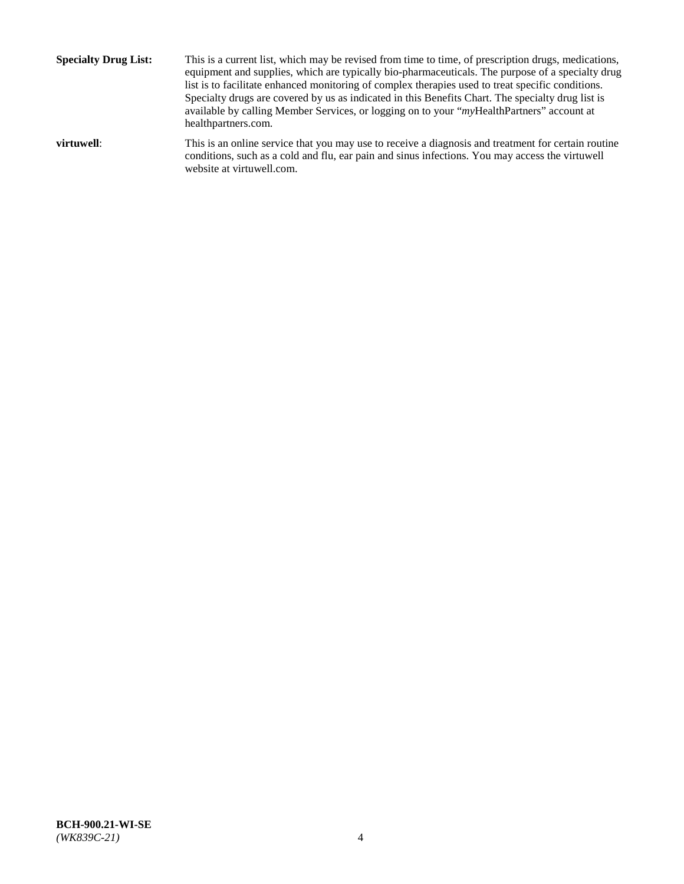**Specialty Drug List:** This is a current list, which may be revised from time to time, of prescription drugs, medications, equipment and supplies, which are typically bio-pharmaceuticals. The purpose of a specialty drug list is to facilitate enhanced monitoring of complex therapies used to treat specific conditions. Specialty drugs are covered by us as indicated in this Benefits Chart. The specialty drug list is available by calling Member Services, or logging on to your "*my*HealthPartners" account at healthpartners.com.

**virtuwell**: This is an online service that you may use to receive a diagnosis and treatment for certain routine conditions, such as a cold and flu, ear pain and sinus infections. You may access the virtuwell website at virtuwell.com.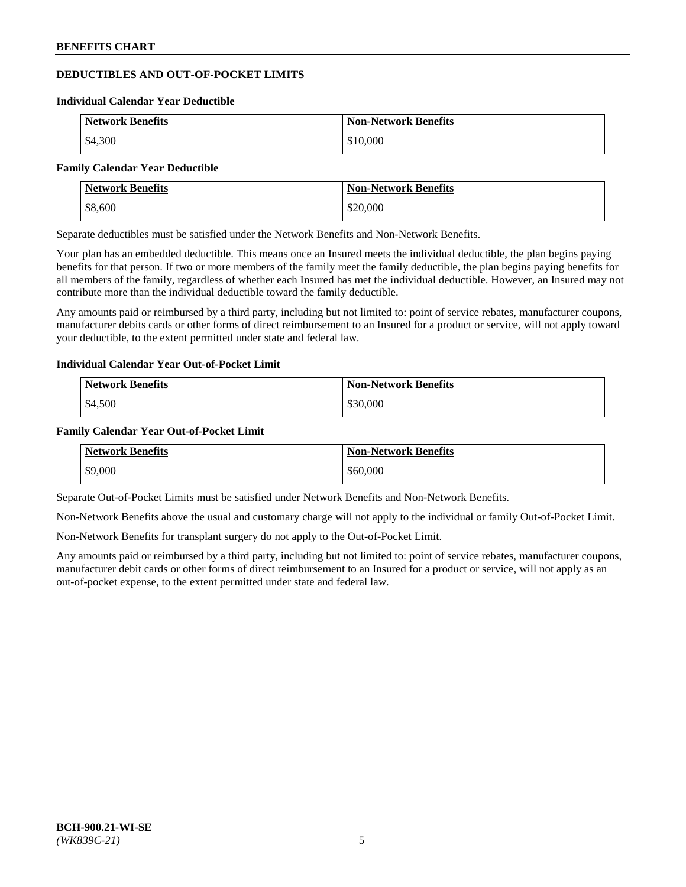## DEDUCTIBLES AND OUT-OF-POCKET LIMITS

### Individual Calendar Year Deductible

| Network Benefits | Non-Network Benefits |
|---|---|
| $4,300 | $10,000 |

### Family Calendar Year Deductible

| Network Benefits | Non-Network Benefits |
|---|---|
| $8,600 | $20,000 |

Separate deductibles must be satisfied under the Network Benefits and Non-Network Benefits.

Your plan has an embedded deductible. This means once an Insured meets the individual deductible, the plan begins paying benefits for that person. If two or more members of the family meet the family deductible, the plan begins paying benefits for all members of the family, regardless of whether each Insured has met the individual deductible. However, an Insured may not contribute more than the individual deductible toward the family deductible.

Any amounts paid or reimbursed by a third party, including but not limited to: point of service rebates, manufacturer coupons, manufacturer debits cards or other forms of direct reimbursement to an Insured for a product or service, will not apply toward your deductible, to the extent permitted under state and federal law.

### Individual Calendar Year Out-of-Pocket Limit

| Network Benefits | Non-Network Benefits |
|---|---|
| $4,500 | $30,000 |

### Family Calendar Year Out-of-Pocket Limit

| Network Benefits | Non-Network Benefits |
|---|---|
| $9,000 | $60,000 |

Separate Out-of-Pocket Limits must be satisfied under Network Benefits and Non-Network Benefits.

Non-Network Benefits above the usual and customary charge will not apply to the individual or family Out-of-Pocket Limit.

Non-Network Benefits for transplant surgery do not apply to the Out-of-Pocket Limit.

Any amounts paid or reimbursed by a third party, including but not limited to: point of service rebates, manufacturer coupons, manufacturer debit cards or other forms of direct reimbursement to an Insured for a product or service, will not apply as an out-of-pocket expense, to the extent permitted under state and federal law.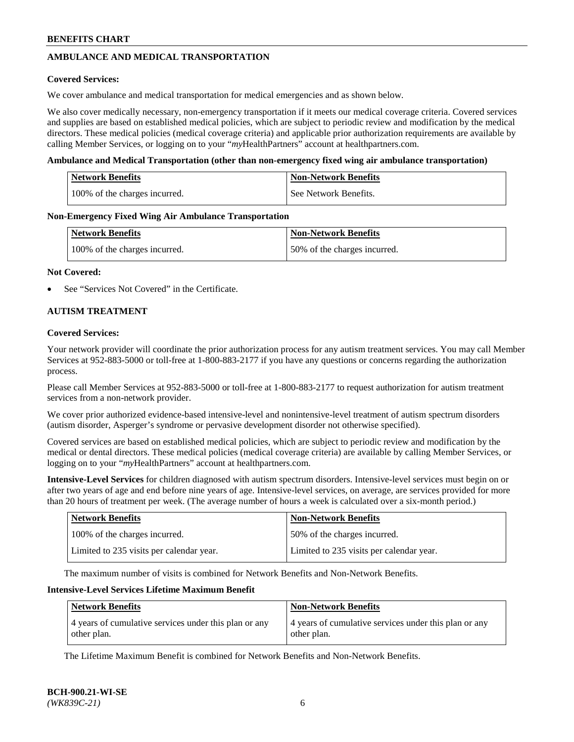## AMBULANCE AND MEDICAL TRANSPORTATION

**Covered Services:**

We cover ambulance and medical transportation for medical emergencies and as shown below.

We also cover medically necessary, non-emergency transportation if it meets our medical coverage criteria. Covered services and supplies are based on established medical policies, which are subject to periodic review and modification by the medical directors. These medical policies (medical coverage criteria) and applicable prior authorization requirements are available by calling Member Services, or logging on to your "*my*HealthPartners" account at healthpartners.com.

**Ambulance and Medical Transportation (other than non-emergency fixed wing air ambulance transportation)**

| Network Benefits | Non-Network Benefits |
| --- | --- |
| 100% of the charges incurred. | See Network Benefits. |

**Non-Emergency Fixed Wing Air Ambulance Transportation**

| Network Benefits | Non-Network Benefits |
| --- | --- |
| 100% of the charges incurred. | 50% of the charges incurred. |

**Not Covered:**

- See "Services Not Covered" in the Certificate.

## AUTISM TREATMENT

**Covered Services:**

Your network provider will coordinate the prior authorization process for any autism treatment services. You may call Member Services at 952-883-5000 or toll-free at 1-800-883-2177 if you have any questions or concerns regarding the authorization process.

Please call Member Services at 952-883-5000 or toll-free at 1-800-883-2177 to request authorization for autism treatment services from a non-network provider.

We cover prior authorized evidence-based intensive-level and nonintensive-level treatment of autism spectrum disorders (autism disorder, Asperger's syndrome or pervasive development disorder not otherwise specified).

Covered services are based on established medical policies, which are subject to periodic review and modification by the medical or dental directors. These medical policies (medical coverage criteria) are available by calling Member Services, or logging on to your "*my*HealthPartners" account at healthpartners.com.

**Intensive-Level Services** for children diagnosed with autism spectrum disorders. Intensive-level services must begin on or after two years of age and end before nine years of age. Intensive-level services, on average, are services provided for more than 20 hours of treatment per week. (The average number of hours a week is calculated over a six-month period.)

| Network Benefits | Non-Network Benefits |
| --- | --- |
| 100% of the charges incurred. | 50% of the charges incurred. |
| Limited to 235 visits per calendar year. | Limited to 235 visits per calendar year. |

The maximum number of visits is combined for Network Benefits and Non-Network Benefits.

**Intensive-Level Services Lifetime Maximum Benefit**

| Network Benefits | Non-Network Benefits |
| --- | --- |
| 4 years of cumulative services under this plan or any other plan. | 4 years of cumulative services under this plan or any other plan. |

The Lifetime Maximum Benefit is combined for Network Benefits and Non-Network Benefits.

**BCH-900.21-WI-SE**
*(WK839C-21)*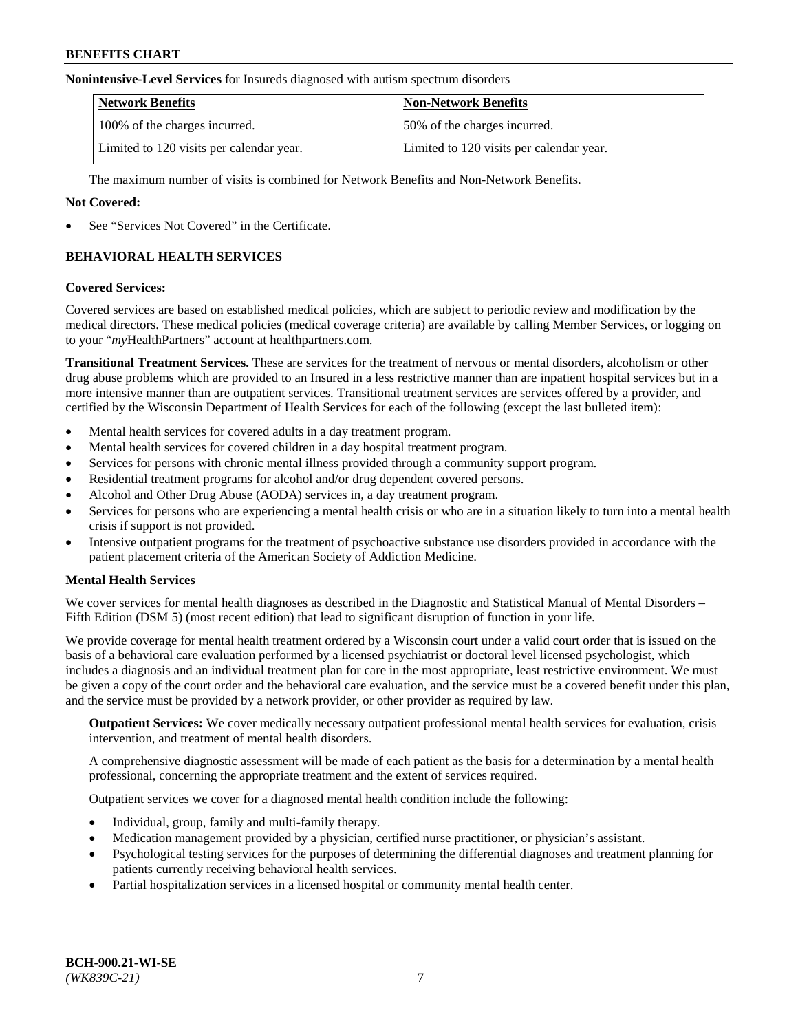**Nonintensive-Level Services** for Insureds diagnosed with autism spectrum disorders

| Network Benefits | Non-Network Benefits |
|---|---|
| 100% of the charges incurred. | 50% of the charges incurred. |
| Limited to 120 visits per calendar year. | Limited to 120 visits per calendar year. |

The maximum number of visits is combined for Network Benefits and Non-Network Benefits.

**Not Covered:**

- See "Services Not Covered" in the Certificate.

## BEHAVIORAL HEALTH SERVICES

**Covered Services:**

Covered services are based on established medical policies, which are subject to periodic review and modification by the medical directors. These medical policies (medical coverage criteria) are available by calling Member Services, or logging on to your "*my*HealthPartners" account at healthpartners.com.

**Transitional Treatment Services.** These are services for the treatment of nervous or mental disorders, alcoholism or other drug abuse problems which are provided to an Insured in a less restrictive manner than are inpatient hospital services but in a more intensive manner than are outpatient services. Transitional treatment services are services offered by a provider, and certified by the Wisconsin Department of Health Services for each of the following (except the last bulleted item):

- Mental health services for covered adults in a day treatment program.
- Mental health services for covered children in a day hospital treatment program.
- Services for persons with chronic mental illness provided through a community support program.
- Residential treatment programs for alcohol and/or drug dependent covered persons.
- Alcohol and Other Drug Abuse (AODA) services in, a day treatment program.
- Services for persons who are experiencing a mental health crisis or who are in a situation likely to turn into a mental health crisis if support is not provided.
- Intensive outpatient programs for the treatment of psychoactive substance use disorders provided in accordance with the patient placement criteria of the American Society of Addiction Medicine.

**Mental Health Services**

We cover services for mental health diagnoses as described in the Diagnostic and Statistical Manual of Mental Disorders – Fifth Edition (DSM 5) (most recent edition) that lead to significant disruption of function in your life.

We provide coverage for mental health treatment ordered by a Wisconsin court under a valid court order that is issued on the basis of a behavioral care evaluation performed by a licensed psychiatrist or doctoral level licensed psychologist, which includes a diagnosis and an individual treatment plan for care in the most appropriate, least restrictive environment. We must be given a copy of the court order and the behavioral care evaluation, and the service must be a covered benefit under this plan, and the service must be provided by a network provider, or other provider as required by law.

**Outpatient Services:** We cover medically necessary outpatient professional mental health services for evaluation, crisis intervention, and treatment of mental health disorders.

A comprehensive diagnostic assessment will be made of each patient as the basis for a determination by a mental health professional, concerning the appropriate treatment and the extent of services required.

Outpatient services we cover for a diagnosed mental health condition include the following:

- Individual, group, family and multi-family therapy.
- Medication management provided by a physician, certified nurse practitioner, or physician's assistant.
- Psychological testing services for the purposes of determining the differential diagnoses and treatment planning for patients currently receiving behavioral health services.
- Partial hospitalization services in a licensed hospital or community mental health center.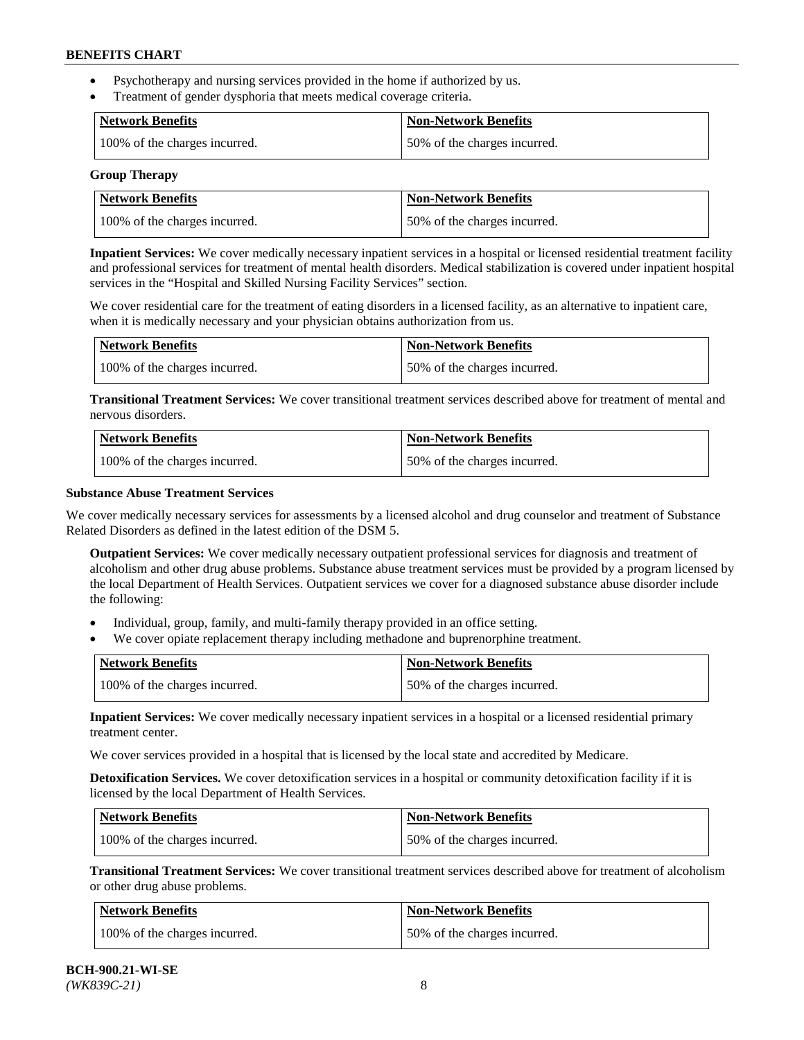- Psychotherapy and nursing services provided in the home if authorized by us.
- Treatment of gender dysphoria that meets medical coverage criteria.

| Network Benefits | Non-Network Benefits |
| --- | --- |
| 100% of the charges incurred. | 50% of the charges incurred. |

**Group Therapy**

| Network Benefits | Non-Network Benefits |
| --- | --- |
| 100% of the charges incurred. | 50% of the charges incurred. |

**Inpatient Services:** We cover medically necessary inpatient services in a hospital or licensed residential treatment facility and professional services for treatment of mental health disorders. Medical stabilization is covered under inpatient hospital services in the "Hospital and Skilled Nursing Facility Services" section.

We cover residential care for the treatment of eating disorders in a licensed facility, as an alternative to inpatient care, when it is medically necessary and your physician obtains authorization from us.

| Network Benefits | Non-Network Benefits |
| --- | --- |
| 100% of the charges incurred. | 50% of the charges incurred. |

**Transitional Treatment Services:** We cover transitional treatment services described above for treatment of mental and nervous disorders.

| Network Benefits | Non-Network Benefits |
| --- | --- |
| 100% of the charges incurred. | 50% of the charges incurred. |

**Substance Abuse Treatment Services**

We cover medically necessary services for assessments by a licensed alcohol and drug counselor and treatment of Substance Related Disorders as defined in the latest edition of the DSM 5.

**Outpatient Services:** We cover medically necessary outpatient professional services for diagnosis and treatment of alcoholism and other drug abuse problems. Substance abuse treatment services must be provided by a program licensed by the local Department of Health Services. Outpatient services we cover for a diagnosed substance abuse disorder include the following:

- Individual, group, family, and multi-family therapy provided in an office setting.
- We cover opiate replacement therapy including methadone and buprenorphine treatment.

| Network Benefits | Non-Network Benefits |
| --- | --- |
| 100% of the charges incurred. | 50% of the charges incurred. |

**Inpatient Services:** We cover medically necessary inpatient services in a hospital or a licensed residential primary treatment center.

We cover services provided in a hospital that is licensed by the local state and accredited by Medicare.

**Detoxification Services.** We cover detoxification services in a hospital or community detoxification facility if it is licensed by the local Department of Health Services.

| Network Benefits | Non-Network Benefits |
| --- | --- |
| 100% of the charges incurred. | 50% of the charges incurred. |

**Transitional Treatment Services:** We cover transitional treatment services described above for treatment of alcoholism or other drug abuse problems.

| Network Benefits | Non-Network Benefits |
| --- | --- |
| 100% of the charges incurred. | 50% of the charges incurred. |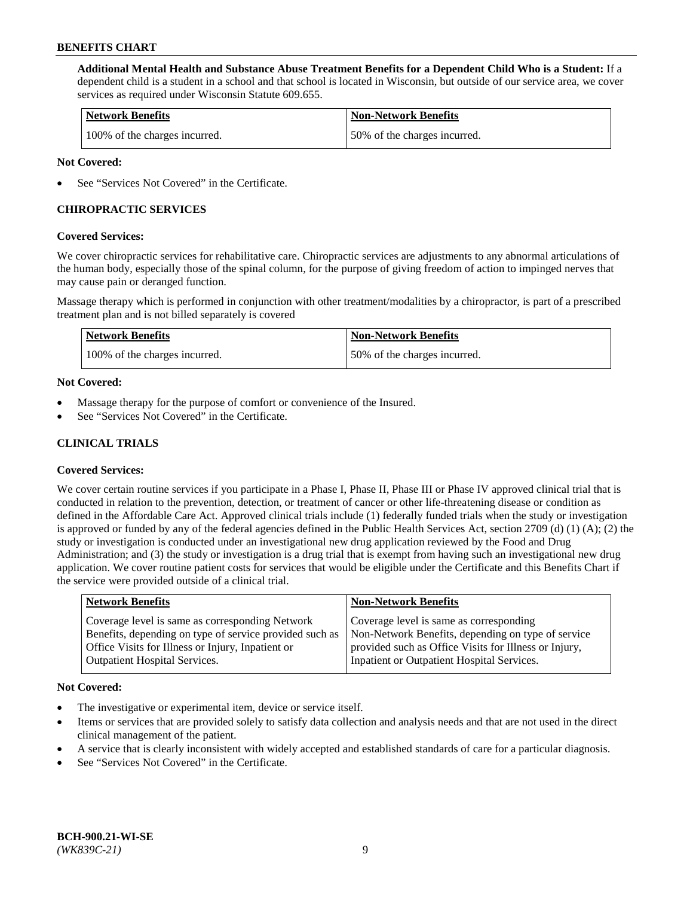**Additional Mental Health and Substance Abuse Treatment Benefits for a Dependent Child Who is a Student:** If a dependent child is a student in a school and that school is located in Wisconsin, but outside of our service area, we cover services as required under Wisconsin Statute 609.655.

| Network Benefits | Non-Network Benefits |
|---|---|
| 100% of the charges incurred. | 50% of the charges incurred. |

**Not Covered:**

- See "Services Not Covered" in the Certificate.

## CHIROPRACTIC SERVICES

**Covered Services:**

We cover chiropractic services for rehabilitative care. Chiropractic services are adjustments to any abnormal articulations of the human body, especially those of the spinal column, for the purpose of giving freedom of action to impinged nerves that may cause pain or deranged function.

Massage therapy which is performed in conjunction with other treatment/modalities by a chiropractor, is part of a prescribed treatment plan and is not billed separately is covered

| Network Benefits | Non-Network Benefits |
|---|---|
| 100% of the charges incurred. | 50% of the charges incurred. |

**Not Covered:**

- Massage therapy for the purpose of comfort or convenience of the Insured.
- See "Services Not Covered" in the Certificate.

## CLINICAL TRIALS

**Covered Services:**

We cover certain routine services if you participate in a Phase I, Phase II, Phase III or Phase IV approved clinical trial that is conducted in relation to the prevention, detection, or treatment of cancer or other life-threatening disease or condition as defined in the Affordable Care Act. Approved clinical trials include (1) federally funded trials when the study or investigation is approved or funded by any of the federal agencies defined in the Public Health Services Act, section 2709 (d) (1) (A); (2) the study or investigation is conducted under an investigational new drug application reviewed by the Food and Drug Administration; and (3) the study or investigation is a drug trial that is exempt from having such an investigational new drug application. We cover routine patient costs for services that would be eligible under the Certificate and this Benefits Chart if the service were provided outside of a clinical trial.

| Network Benefits | Non-Network Benefits |
|---|---|
| Coverage level is same as corresponding Network Benefits, depending on type of service provided such as Office Visits for Illness or Injury, Inpatient or Outpatient Hospital Services. | Coverage level is same as corresponding Non-Network Benefits, depending on type of service provided such as Office Visits for Illness or Injury, Inpatient or Outpatient Hospital Services. |

**Not Covered:**

- The investigative or experimental item, device or service itself.
- Items or services that are provided solely to satisfy data collection and analysis needs and that are not used in the direct clinical management of the patient.
- A service that is clearly inconsistent with widely accepted and established standards of care for a particular diagnosis.
- See "Services Not Covered" in the Certificate.

BCH-900.21-WI-SE
*(WK839C-21)*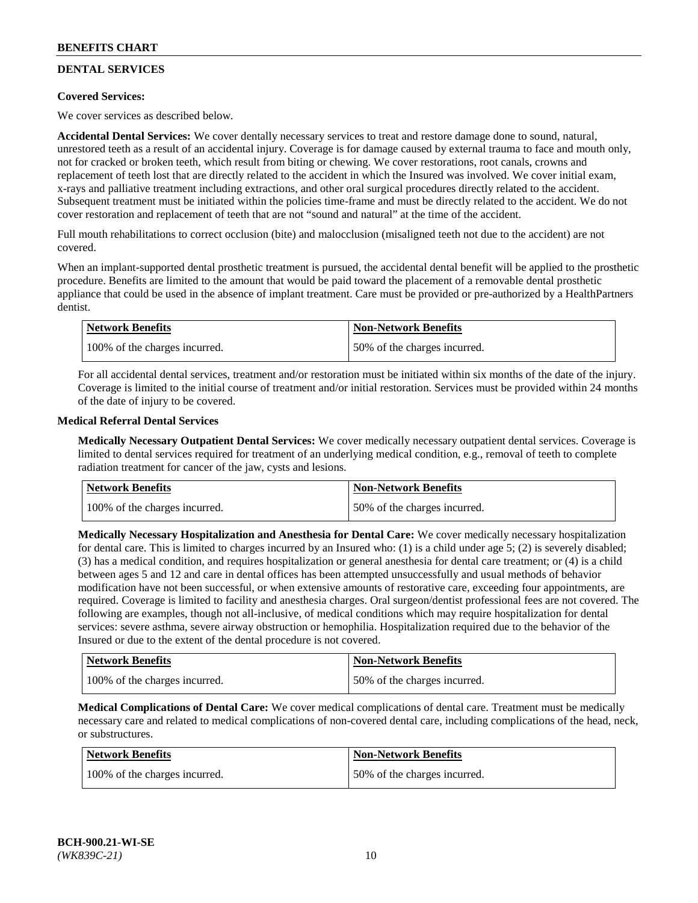## DENTAL SERVICES

**Covered Services:**

We cover services as described below.

**Accidental Dental Services:** We cover dentally necessary services to treat and restore damage done to sound, natural, unrestored teeth as a result of an accidental injury. Coverage is for damage caused by external trauma to face and mouth only, not for cracked or broken teeth, which result from biting or chewing. We cover restorations, root canals, crowns and replacement of teeth lost that are directly related to the accident in which the Insured was involved. We cover initial exam, x-rays and palliative treatment including extractions, and other oral surgical procedures directly related to the accident. Subsequent treatment must be initiated within the policies time-frame and must be directly related to the accident. We do not cover restoration and replacement of teeth that are not "sound and natural" at the time of the accident.

Full mouth rehabilitations to correct occlusion (bite) and malocclusion (misaligned teeth not due to the accident) are not covered.

When an implant-supported dental prosthetic treatment is pursued, the accidental dental benefit will be applied to the prosthetic procedure. Benefits are limited to the amount that would be paid toward the placement of a removable dental prosthetic appliance that could be used in the absence of implant treatment. Care must be provided or pre-authorized by a HealthPartners dentist.

| Network Benefits | Non-Network Benefits |
|---|---|
| 100% of the charges incurred. | 50% of the charges incurred. |

For all accidental dental services, treatment and/or restoration must be initiated within six months of the date of the injury. Coverage is limited to the initial course of treatment and/or initial restoration. Services must be provided within 24 months of the date of injury to be covered.

**Medical Referral Dental Services**

**Medically Necessary Outpatient Dental Services:** We cover medically necessary outpatient dental services. Coverage is limited to dental services required for treatment of an underlying medical condition, e.g., removal of teeth to complete radiation treatment for cancer of the jaw, cysts and lesions.

| Network Benefits | Non-Network Benefits |
|---|---|
| 100% of the charges incurred. | 50% of the charges incurred. |

**Medically Necessary Hospitalization and Anesthesia for Dental Care:** We cover medically necessary hospitalization for dental care. This is limited to charges incurred by an Insured who: (1) is a child under age 5; (2) is severely disabled; (3) has a medical condition, and requires hospitalization or general anesthesia for dental care treatment; or (4) is a child between ages 5 and 12 and care in dental offices has been attempted unsuccessfully and usual methods of behavior modification have not been successful, or when extensive amounts of restorative care, exceeding four appointments, are required. Coverage is limited to facility and anesthesia charges. Oral surgeon/dentist professional fees are not covered. The following are examples, though not all-inclusive, of medical conditions which may require hospitalization for dental services: severe asthma, severe airway obstruction or hemophilia. Hospitalization required due to the behavior of the Insured or due to the extent of the dental procedure is not covered.

| Network Benefits | Non-Network Benefits |
|---|---|
| 100% of the charges incurred. | 50% of the charges incurred. |

**Medical Complications of Dental Care:** We cover medical complications of dental care. Treatment must be medically necessary care and related to medical complications of non-covered dental care, including complications of the head, neck, or substructures.

| Network Benefits | Non-Network Benefits |
|---|---|
| 100% of the charges incurred. | 50% of the charges incurred. |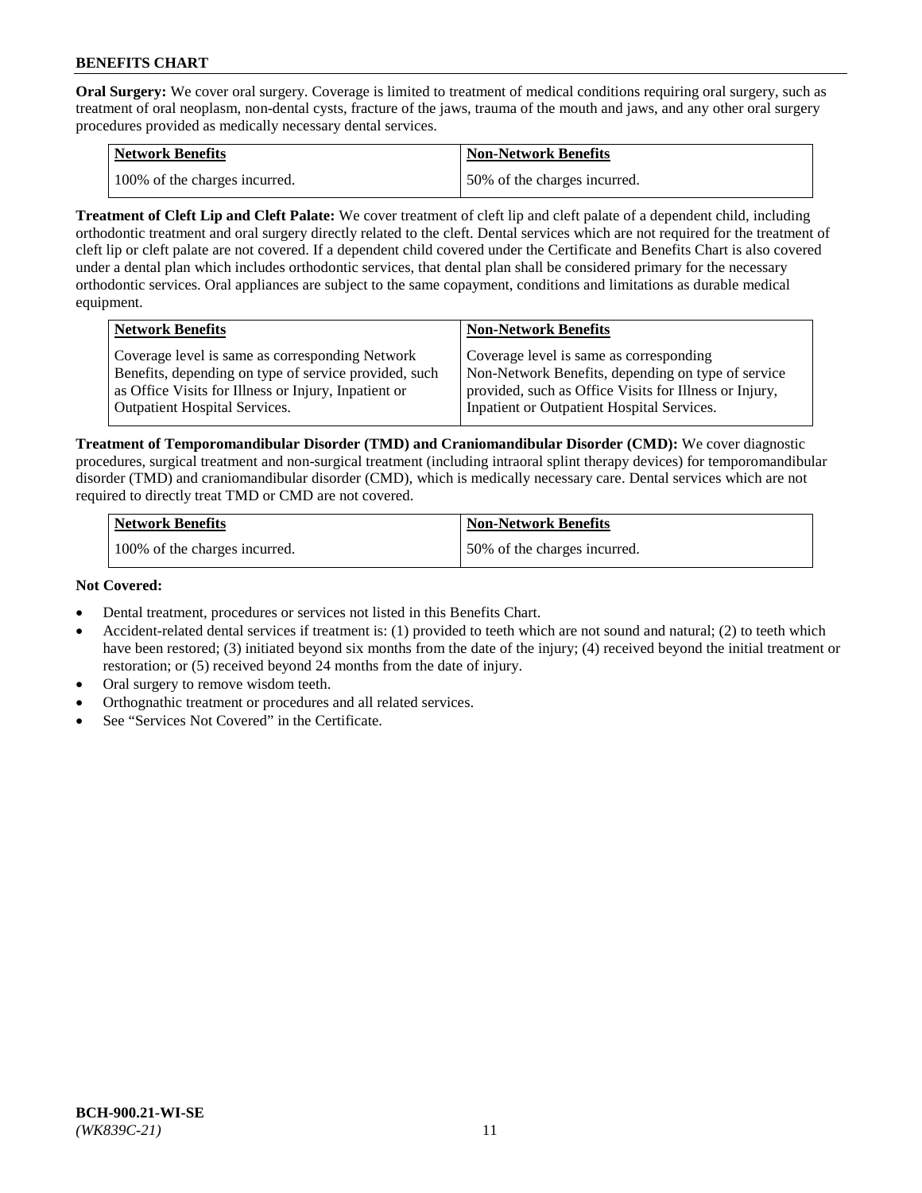**Oral Surgery:** We cover oral surgery. Coverage is limited to treatment of medical conditions requiring oral surgery, such as treatment of oral neoplasm, non-dental cysts, fracture of the jaws, trauma of the mouth and jaws, and any other oral surgery procedures provided as medically necessary dental services.

| Network Benefits | Non-Network Benefits |
|---|---|
| 100% of the charges incurred. | 50% of the charges incurred. |

**Treatment of Cleft Lip and Cleft Palate:** We cover treatment of cleft lip and cleft palate of a dependent child, including orthodontic treatment and oral surgery directly related to the cleft. Dental services which are not required for the treatment of cleft lip or cleft palate are not covered. If a dependent child covered under the Certificate and Benefits Chart is also covered under a dental plan which includes orthodontic services, that dental plan shall be considered primary for the necessary orthodontic services. Oral appliances are subject to the same copayment, conditions and limitations as durable medical equipment.

| Network Benefits | Non-Network Benefits |
|---|---|
| Coverage level is same as corresponding Network Benefits, depending on type of service provided, such as Office Visits for Illness or Injury, Inpatient or Outpatient Hospital Services. | Coverage level is same as corresponding Non-Network Benefits, depending on type of service provided, such as Office Visits for Illness or Injury, Inpatient or Outpatient Hospital Services. |

**Treatment of Temporomandibular Disorder (TMD) and Craniomandibular Disorder (CMD):** We cover diagnostic procedures, surgical treatment and non-surgical treatment (including intraoral splint therapy devices) for temporomandibular disorder (TMD) and craniomandibular disorder (CMD), which is medically necessary care. Dental services which are not required to directly treat TMD or CMD are not covered.

| Network Benefits | Non-Network Benefits |
|---|---|
| 100% of the charges incurred. | 50% of the charges incurred. |

**Not Covered:**

- Dental treatment, procedures or services not listed in this Benefits Chart.
- Accident-related dental services if treatment is: (1) provided to teeth which are not sound and natural; (2) to teeth which have been restored; (3) initiated beyond six months from the date of the injury; (4) received beyond the initial treatment or restoration; or (5) received beyond 24 months from the date of injury.
- Oral surgery to remove wisdom teeth.
- Orthognathic treatment or procedures and all related services.
- See "Services Not Covered" in the Certificate.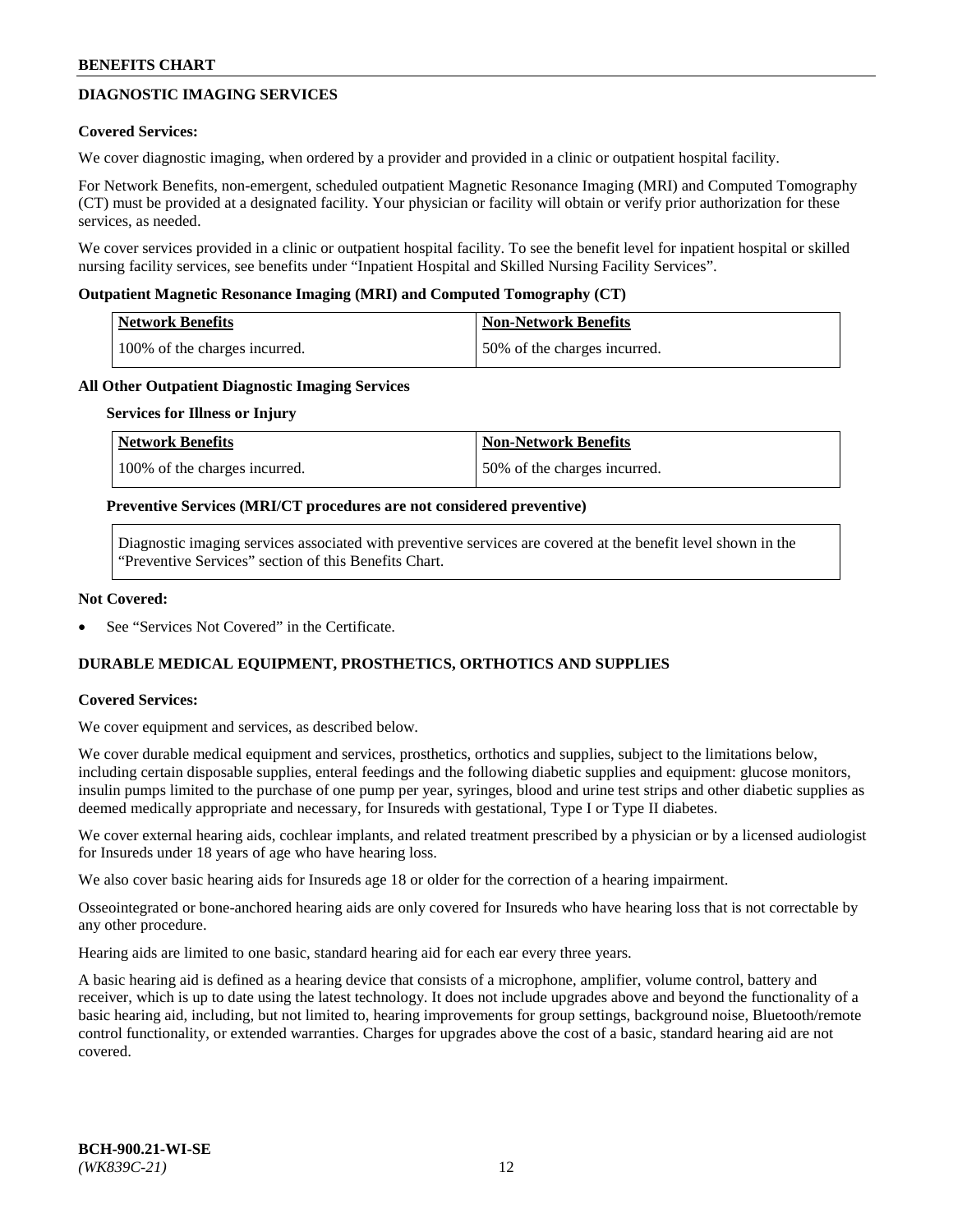## DIAGNOSTIC IMAGING SERVICES

**Covered Services:**

We cover diagnostic imaging, when ordered by a provider and provided in a clinic or outpatient hospital facility.

For Network Benefits, non-emergent, scheduled outpatient Magnetic Resonance Imaging (MRI) and Computed Tomography (CT) must be provided at a designated facility. Your physician or facility will obtain or verify prior authorization for these services, as needed.

We cover services provided in a clinic or outpatient hospital facility. To see the benefit level for inpatient hospital or skilled nursing facility services, see benefits under "Inpatient Hospital and Skilled Nursing Facility Services".

**Outpatient Magnetic Resonance Imaging (MRI) and Computed Tomography (CT)**

| Network Benefits | Non-Network Benefits |
|---|---|
| 100% of the charges incurred. | 50% of the charges incurred. |

**All Other Outpatient Diagnostic Imaging Services**

**Services for Illness or Injury**

| Network Benefits | Non-Network Benefits |
|---|---|
| 100% of the charges incurred. | 50% of the charges incurred. |

**Preventive Services (MRI/CT procedures are not considered preventive)**

Diagnostic imaging services associated with preventive services are covered at the benefit level shown in the "Preventive Services" section of this Benefits Chart.

**Not Covered:**

- See "Services Not Covered" in the Certificate.

## DURABLE MEDICAL EQUIPMENT, PROSTHETICS, ORTHOTICS AND SUPPLIES

**Covered Services:**

We cover equipment and services, as described below.

We cover durable medical equipment and services, prosthetics, orthotics and supplies, subject to the limitations below, including certain disposable supplies, enteral feedings and the following diabetic supplies and equipment: glucose monitors, insulin pumps limited to the purchase of one pump per year, syringes, blood and urine test strips and other diabetic supplies as deemed medically appropriate and necessary, for Insureds with gestational, Type I or Type II diabetes.

We cover external hearing aids, cochlear implants, and related treatment prescribed by a physician or by a licensed audiologist for Insureds under 18 years of age who have hearing loss.

We also cover basic hearing aids for Insureds age 18 or older for the correction of a hearing impairment.

Osseointegrated or bone-anchored hearing aids are only covered for Insureds who have hearing loss that is not correctable by any other procedure.

Hearing aids are limited to one basic, standard hearing aid for each ear every three years.

A basic hearing aid is defined as a hearing device that consists of a microphone, amplifier, volume control, battery and receiver, which is up to date using the latest technology. It does not include upgrades above and beyond the functionality of a basic hearing aid, including, but not limited to, hearing improvements for group settings, background noise, Bluetooth/remote control functionality, or extended warranties. Charges for upgrades above the cost of a basic, standard hearing aid are not covered.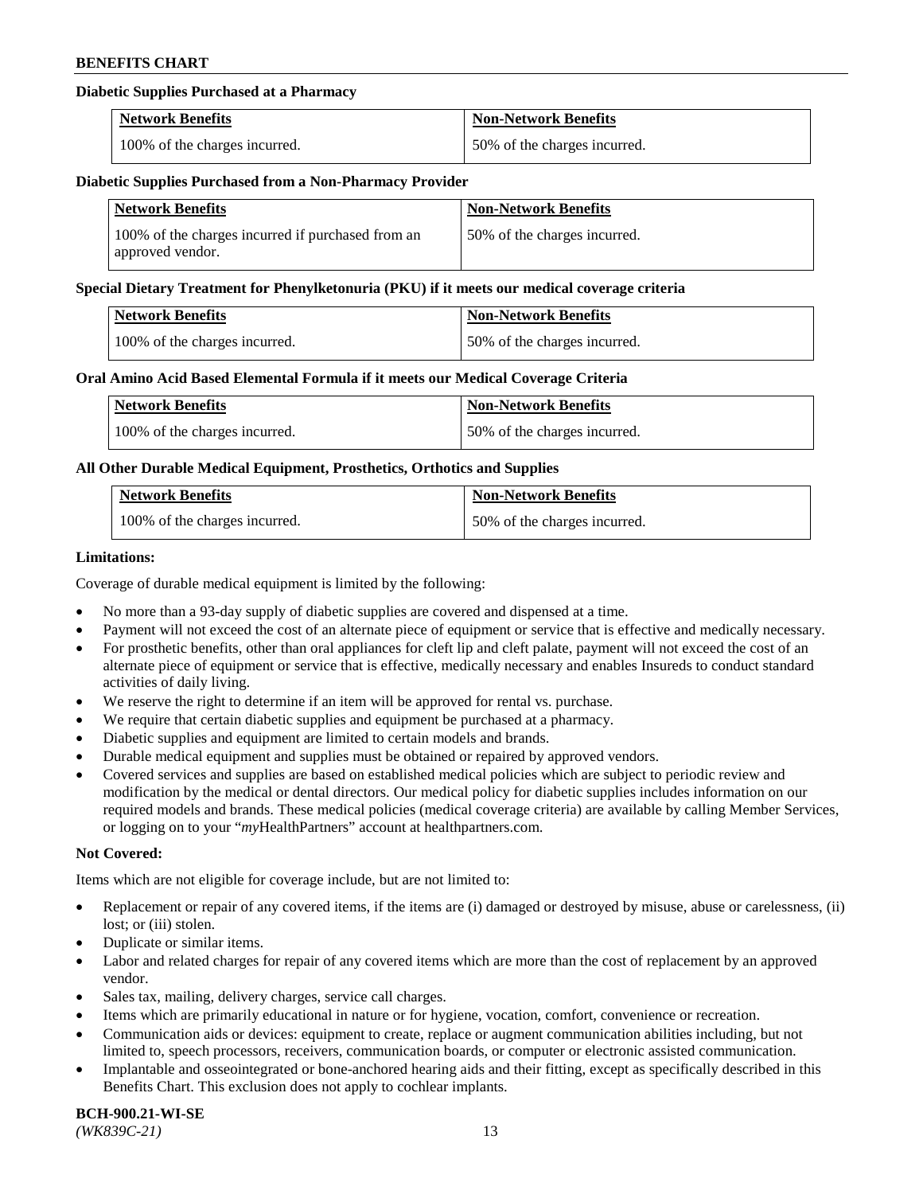**Diabetic Supplies Purchased at a Pharmacy**

| Network Benefits | Non-Network Benefits |
|---|---|
| 100% of the charges incurred. | 50% of the charges incurred. |

**Diabetic Supplies Purchased from a Non-Pharmacy Provider**

| Network Benefits | Non-Network Benefits |
|---|---|
| 100% of the charges incurred if purchased from an approved vendor. | 50% of the charges incurred. |

**Special Dietary Treatment for Phenylketonuria (PKU) if it meets our medical coverage criteria**

| Network Benefits | Non-Network Benefits |
|---|---|
| 100% of the charges incurred. | 50% of the charges incurred. |

**Oral Amino Acid Based Elemental Formula if it meets our Medical Coverage Criteria**

| Network Benefits | Non-Network Benefits |
|---|---|
| 100% of the charges incurred. | 50% of the charges incurred. |

**All Other Durable Medical Equipment, Prosthetics, Orthotics and Supplies**

| Network Benefits | Non-Network Benefits |
|---|---|
| 100% of the charges incurred. | 50% of the charges incurred. |

**Limitations:**

Coverage of durable medical equipment is limited by the following:

- No more than a 93-day supply of diabetic supplies are covered and dispensed at a time.
- Payment will not exceed the cost of an alternate piece of equipment or service that is effective and medically necessary.
- For prosthetic benefits, other than oral appliances for cleft lip and cleft palate, payment will not exceed the cost of an alternate piece of equipment or service that is effective, medically necessary and enables Insureds to conduct standard activities of daily living.
- We reserve the right to determine if an item will be approved for rental vs. purchase.
- We require that certain diabetic supplies and equipment be purchased at a pharmacy.
- Diabetic supplies and equipment are limited to certain models and brands.
- Durable medical equipment and supplies must be obtained or repaired by approved vendors.
- Covered services and supplies are based on established medical policies which are subject to periodic review and modification by the medical or dental directors. Our medical policy for diabetic supplies includes information on our required models and brands. These medical policies (medical coverage criteria) are available by calling Member Services, or logging on to your "*my*HealthPartners" account at healthpartners.com.

**Not Covered:**

Items which are not eligible for coverage include, but are not limited to:

- Replacement or repair of any covered items, if the items are (i) damaged or destroyed by misuse, abuse or carelessness, (ii) lost; or (iii) stolen.
- Duplicate or similar items.
- Labor and related charges for repair of any covered items which are more than the cost of replacement by an approved vendor.
- Sales tax, mailing, delivery charges, service call charges.
- Items which are primarily educational in nature or for hygiene, vocation, comfort, convenience or recreation.
- Communication aids or devices: equipment to create, replace or augment communication abilities including, but not limited to, speech processors, receivers, communication boards, or computer or electronic assisted communication.
- Implantable and osseointegrated or bone-anchored hearing aids and their fitting, except as specifically described in this Benefits Chart. This exclusion does not apply to cochlear implants.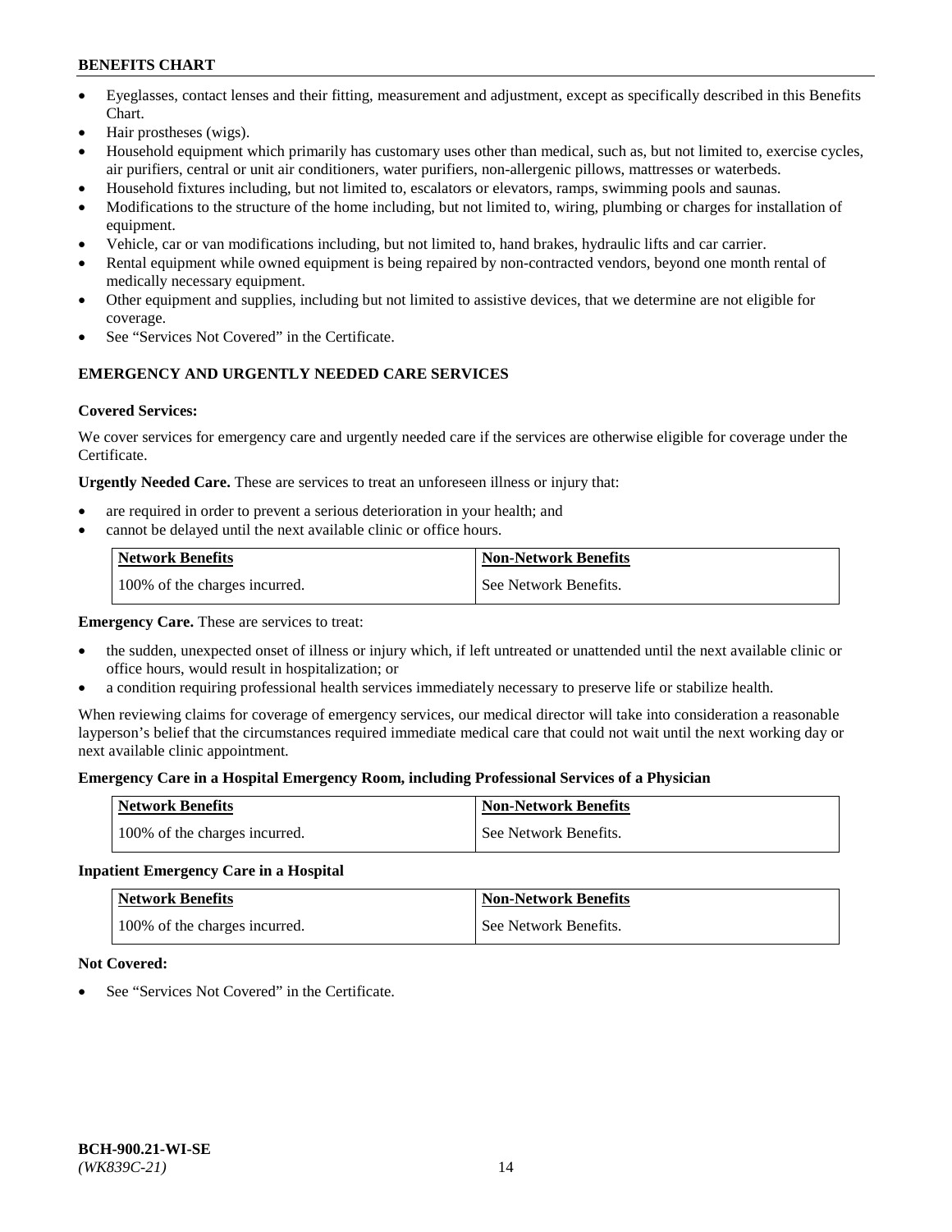- Eyeglasses, contact lenses and their fitting, measurement and adjustment, except as specifically described in this Benefits Chart.
- Hair prostheses (wigs).
- Household equipment which primarily has customary uses other than medical, such as, but not limited to, exercise cycles, air purifiers, central or unit air conditioners, water purifiers, non-allergenic pillows, mattresses or waterbeds.
- Household fixtures including, but not limited to, escalators or elevators, ramps, swimming pools and saunas.
- Modifications to the structure of the home including, but not limited to, wiring, plumbing or charges for installation of equipment.
- Vehicle, car or van modifications including, but not limited to, hand brakes, hydraulic lifts and car carrier.
- Rental equipment while owned equipment is being repaired by non-contracted vendors, beyond one month rental of medically necessary equipment.
- Other equipment and supplies, including but not limited to assistive devices, that we determine are not eligible for coverage.
- See "Services Not Covered" in the Certificate.

## EMERGENCY AND URGENTLY NEEDED CARE SERVICES

**Covered Services:**

We cover services for emergency care and urgently needed care if the services are otherwise eligible for coverage under the Certificate.

**Urgently Needed Care.** These are services to treat an unforeseen illness or injury that:

- are required in order to prevent a serious deterioration in your health; and
- cannot be delayed until the next available clinic or office hours.

| Network Benefits | Non-Network Benefits |
|---|---|
| 100% of the charges incurred. | See Network Benefits. |

**Emergency Care.** These are services to treat:

- the sudden, unexpected onset of illness or injury which, if left untreated or unattended until the next available clinic or office hours, would result in hospitalization; or
- a condition requiring professional health services immediately necessary to preserve life or stabilize health.

When reviewing claims for coverage of emergency services, our medical director will take into consideration a reasonable layperson's belief that the circumstances required immediate medical care that could not wait until the next working day or next available clinic appointment.

**Emergency Care in a Hospital Emergency Room, including Professional Services of a Physician**

| Network Benefits | Non-Network Benefits |
|---|---|
| 100% of the charges incurred. | See Network Benefits. |

**Inpatient Emergency Care in a Hospital**

| Network Benefits | Non-Network Benefits |
|---|---|
| 100% of the charges incurred. | See Network Benefits. |

**Not Covered:**

- See "Services Not Covered" in the Certificate.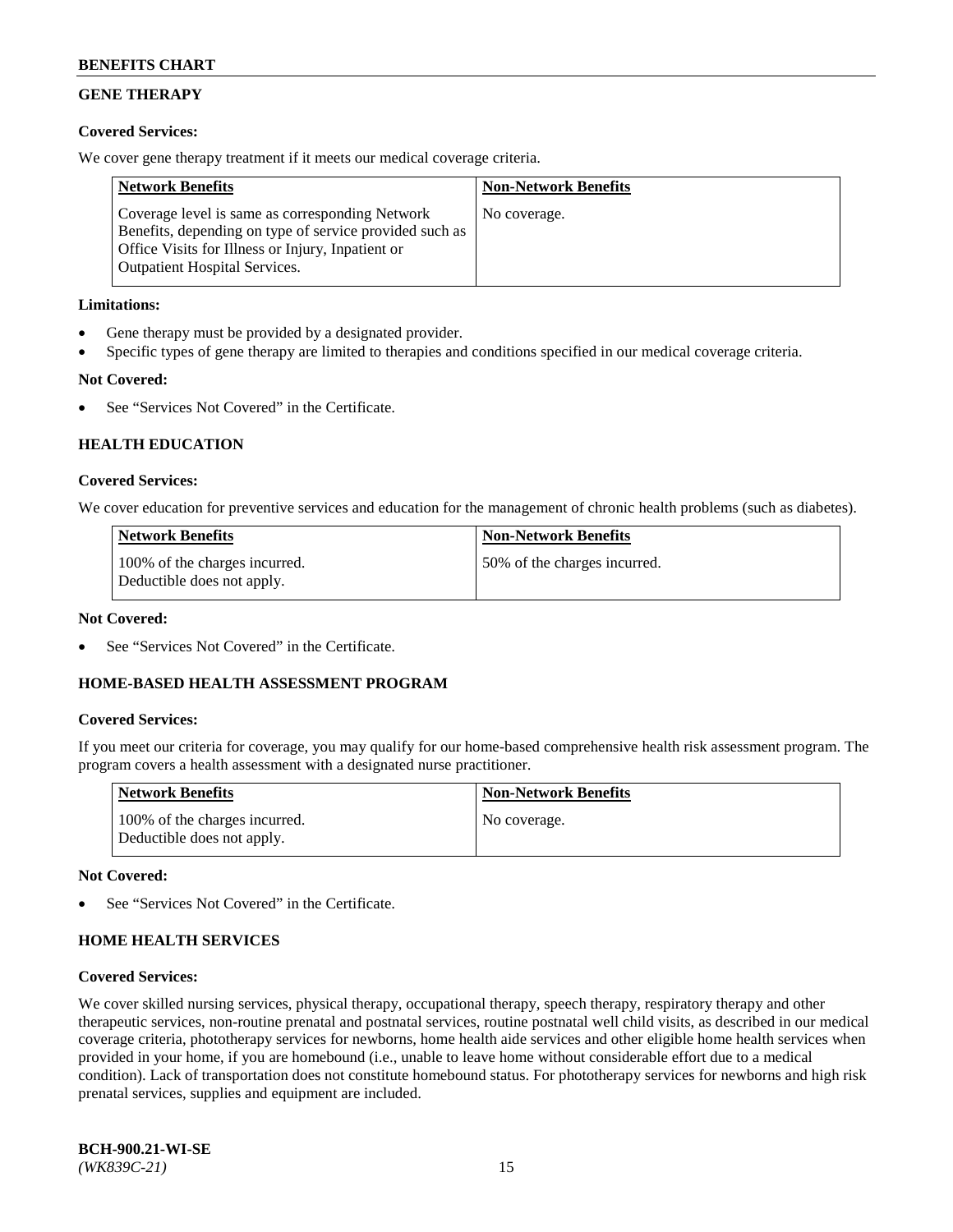## GENE THERAPY

**Covered Services:**

We cover gene therapy treatment if it meets our medical coverage criteria.

| Network Benefits | Non-Network Benefits |
| --- | --- |
| Coverage level is same as corresponding Network Benefits, depending on type of service provided such as Office Visits for Illness or Injury, Inpatient or Outpatient Hospital Services. | No coverage. |

**Limitations:**

- Gene therapy must be provided by a designated provider.
- Specific types of gene therapy are limited to therapies and conditions specified in our medical coverage criteria.

**Not Covered:**

- See "Services Not Covered" in the Certificate.

## HEALTH EDUCATION

**Covered Services:**

We cover education for preventive services and education for the management of chronic health problems (such as diabetes).

| Network Benefits | Non-Network Benefits |
| --- | --- |
| 100% of the charges incurred. Deductible does not apply. | 50% of the charges incurred. |

**Not Covered:**

- See "Services Not Covered" in the Certificate.

## HOME-BASED HEALTH ASSESSMENT PROGRAM

**Covered Services:**

If you meet our criteria for coverage, you may qualify for our home-based comprehensive health risk assessment program. The program covers a health assessment with a designated nurse practitioner.

| Network Benefits | Non-Network Benefits |
| --- | --- |
| 100% of the charges incurred. Deductible does not apply. | No coverage. |

**Not Covered:**

- See "Services Not Covered" in the Certificate.

## HOME HEALTH SERVICES

**Covered Services:**

We cover skilled nursing services, physical therapy, occupational therapy, speech therapy, respiratory therapy and other therapeutic services, non-routine prenatal and postnatal services, routine postnatal well child visits, as described in our medical coverage criteria, phototherapy services for newborns, home health aide services and other eligible home health services when provided in your home, if you are homebound (i.e., unable to leave home without considerable effort due to a medical condition). Lack of transportation does not constitute homebound status. For phototherapy services for newborns and high risk prenatal services, supplies and equipment are included.

BCH-900.21-WI-SE
*(WK839C-21)*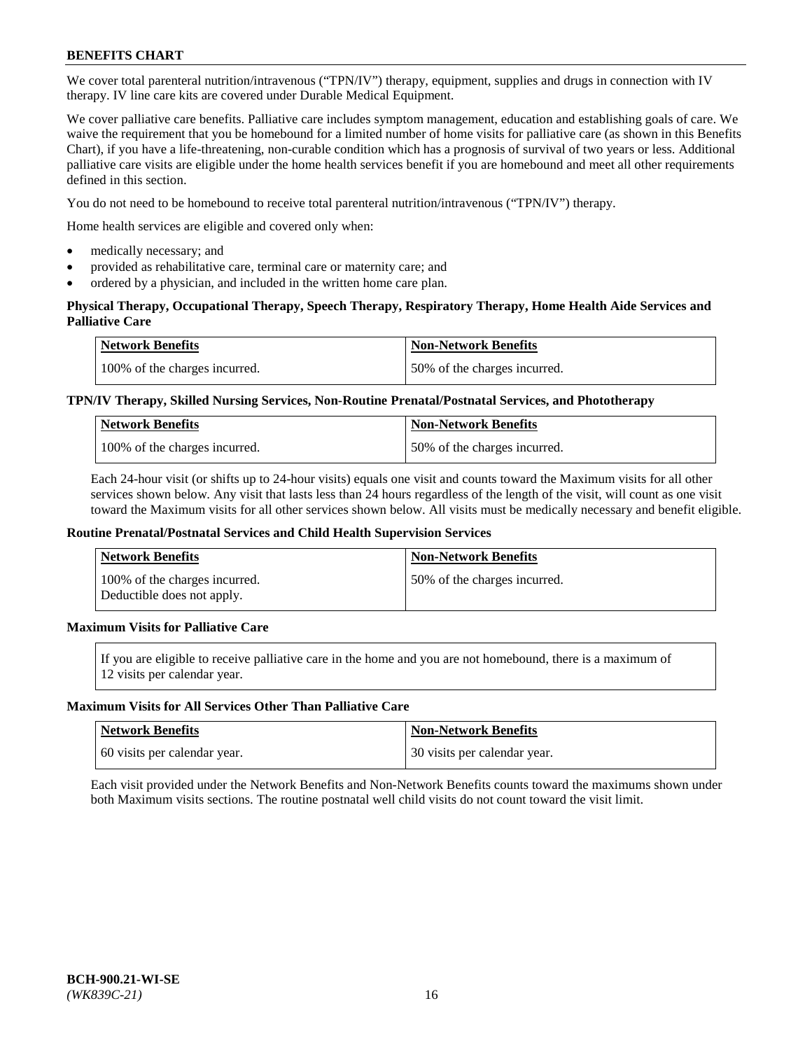We cover total parenteral nutrition/intravenous ("TPN/IV") therapy, equipment, supplies and drugs in connection with IV therapy. IV line care kits are covered under Durable Medical Equipment.

We cover palliative care benefits. Palliative care includes symptom management, education and establishing goals of care. We waive the requirement that you be homebound for a limited number of home visits for palliative care (as shown in this Benefits Chart), if you have a life-threatening, non-curable condition which has a prognosis of survival of two years or less. Additional palliative care visits are eligible under the home health services benefit if you are homebound and meet all other requirements defined in this section.

You do not need to be homebound to receive total parenteral nutrition/intravenous ("TPN/IV") therapy.

Home health services are eligible and covered only when:

- medically necessary; and
- provided as rehabilitative care, terminal care or maternity care; and
- ordered by a physician, and included in the written home care plan.

**Physical Therapy, Occupational Therapy, Speech Therapy, Respiratory Therapy, Home Health Aide Services and Palliative Care**

| Network Benefits | Non-Network Benefits |
|---|---|
| 100% of the charges incurred. | 50% of the charges incurred. |

**TPN/IV Therapy, Skilled Nursing Services, Non-Routine Prenatal/Postnatal Services, and Phototherapy**

| Network Benefits | Non-Network Benefits |
|---|---|
| 100% of the charges incurred. | 50% of the charges incurred. |

Each 24-hour visit (or shifts up to 24-hour visits) equals one visit and counts toward the Maximum visits for all other services shown below. Any visit that lasts less than 24 hours regardless of the length of the visit, will count as one visit toward the Maximum visits for all other services shown below. All visits must be medically necessary and benefit eligible.

**Routine Prenatal/Postnatal Services and Child Health Supervision Services**

| Network Benefits | Non-Network Benefits |
|---|---|
| 100% of the charges incurred. Deductible does not apply. | 50% of the charges incurred. |

**Maximum Visits for Palliative Care**

If you are eligible to receive palliative care in the home and you are not homebound, there is a maximum of 12 visits per calendar year.

**Maximum Visits for All Services Other Than Palliative Care**

| Network Benefits | Non-Network Benefits |
|---|---|
| 60 visits per calendar year. | 30 visits per calendar year. |

Each visit provided under the Network Benefits and Non-Network Benefits counts toward the maximums shown under both Maximum visits sections. The routine postnatal well child visits do not count toward the visit limit.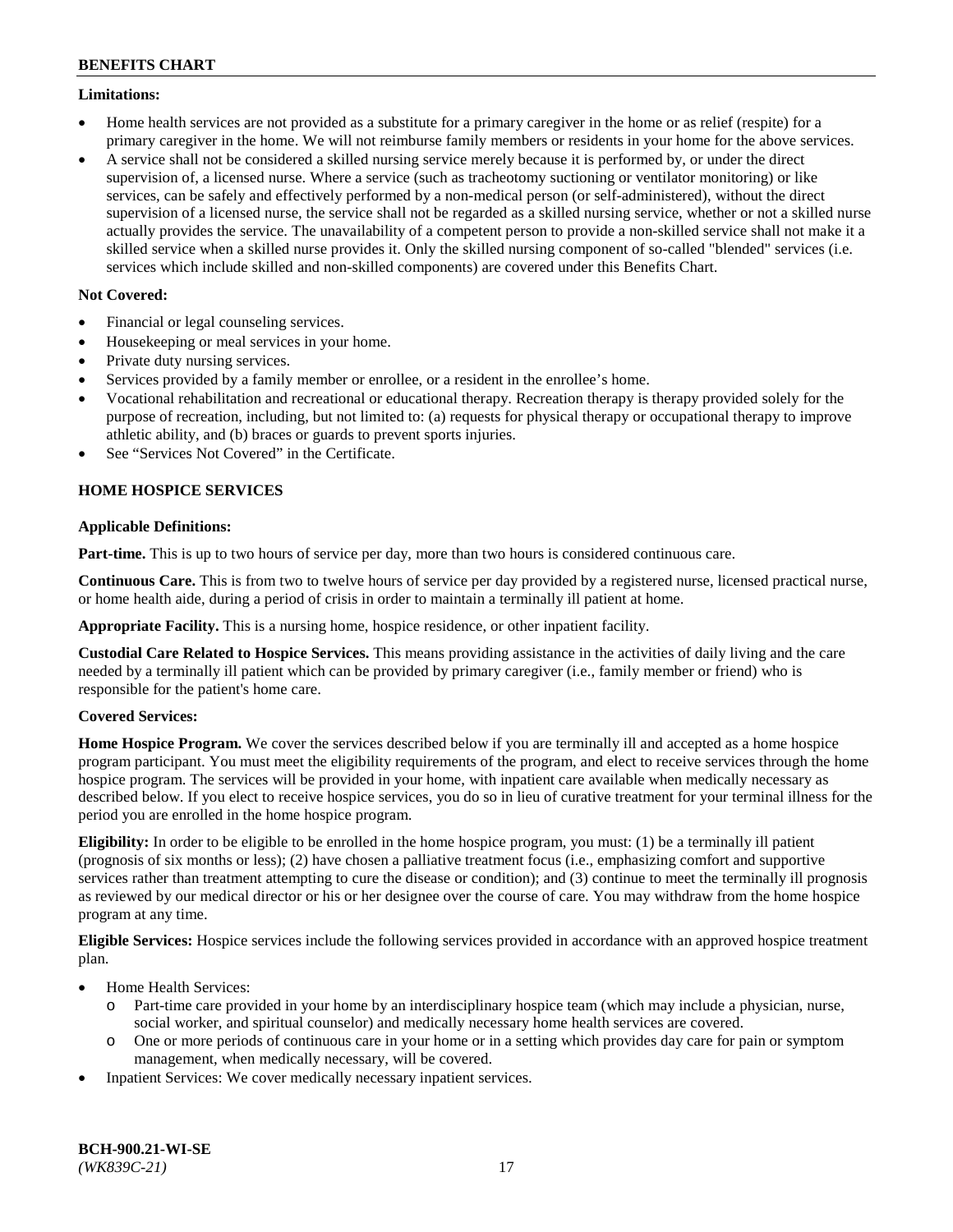**Limitations:**

- Home health services are not provided as a substitute for a primary caregiver in the home or as relief (respite) for a primary caregiver in the home. We will not reimburse family members or residents in your home for the above services.
- A service shall not be considered a skilled nursing service merely because it is performed by, or under the direct supervision of, a licensed nurse. Where a service (such as tracheotomy suctioning or ventilator monitoring) or like services, can be safely and effectively performed by a non-medical person (or self-administered), without the direct supervision of a licensed nurse, the service shall not be regarded as a skilled nursing service, whether or not a skilled nurse actually provides the service. The unavailability of a competent person to provide a non-skilled service shall not make it a skilled service when a skilled nurse provides it. Only the skilled nursing component of so-called "blended" services (i.e. services which include skilled and non-skilled components) are covered under this Benefits Chart.

**Not Covered:**

- Financial or legal counseling services.
- Housekeeping or meal services in your home.
- Private duty nursing services.
- Services provided by a family member or enrollee, or a resident in the enrollee's home.
- Vocational rehabilitation and recreational or educational therapy. Recreation therapy is therapy provided solely for the purpose of recreation, including, but not limited to: (a) requests for physical therapy or occupational therapy to improve athletic ability, and (b) braces or guards to prevent sports injuries.
- See "Services Not Covered" in the Certificate.

## HOME HOSPICE SERVICES

**Applicable Definitions:**

**Part-time.** This is up to two hours of service per day, more than two hours is considered continuous care.

**Continuous Care.** This is from two to twelve hours of service per day provided by a registered nurse, licensed practical nurse, or home health aide, during a period of crisis in order to maintain a terminally ill patient at home.

**Appropriate Facility.** This is a nursing home, hospice residence, or other inpatient facility.

**Custodial Care Related to Hospice Services.** This means providing assistance in the activities of daily living and the care needed by a terminally ill patient which can be provided by primary caregiver (i.e., family member or friend) who is responsible for the patient's home care.

**Covered Services:**

**Home Hospice Program.** We cover the services described below if you are terminally ill and accepted as a home hospice program participant. You must meet the eligibility requirements of the program, and elect to receive services through the home hospice program. The services will be provided in your home, with inpatient care available when medically necessary as described below. If you elect to receive hospice services, you do so in lieu of curative treatment for your terminal illness for the period you are enrolled in the home hospice program.

**Eligibility:** In order to be eligible to be enrolled in the home hospice program, you must: (1) be a terminally ill patient (prognosis of six months or less); (2) have chosen a palliative treatment focus (i.e., emphasizing comfort and supportive services rather than treatment attempting to cure the disease or condition); and (3) continue to meet the terminally ill prognosis as reviewed by our medical director or his or her designee over the course of care. You may withdraw from the home hospice program at any time.

**Eligible Services:** Hospice services include the following services provided in accordance with an approved hospice treatment plan.

- Home Health Services:
  - Part-time care provided in your home by an interdisciplinary hospice team (which may include a physician, nurse, social worker, and spiritual counselor) and medically necessary home health services are covered.
  - One or more periods of continuous care in your home or in a setting which provides day care for pain or symptom management, when medically necessary, will be covered.
- Inpatient Services: We cover medically necessary inpatient services.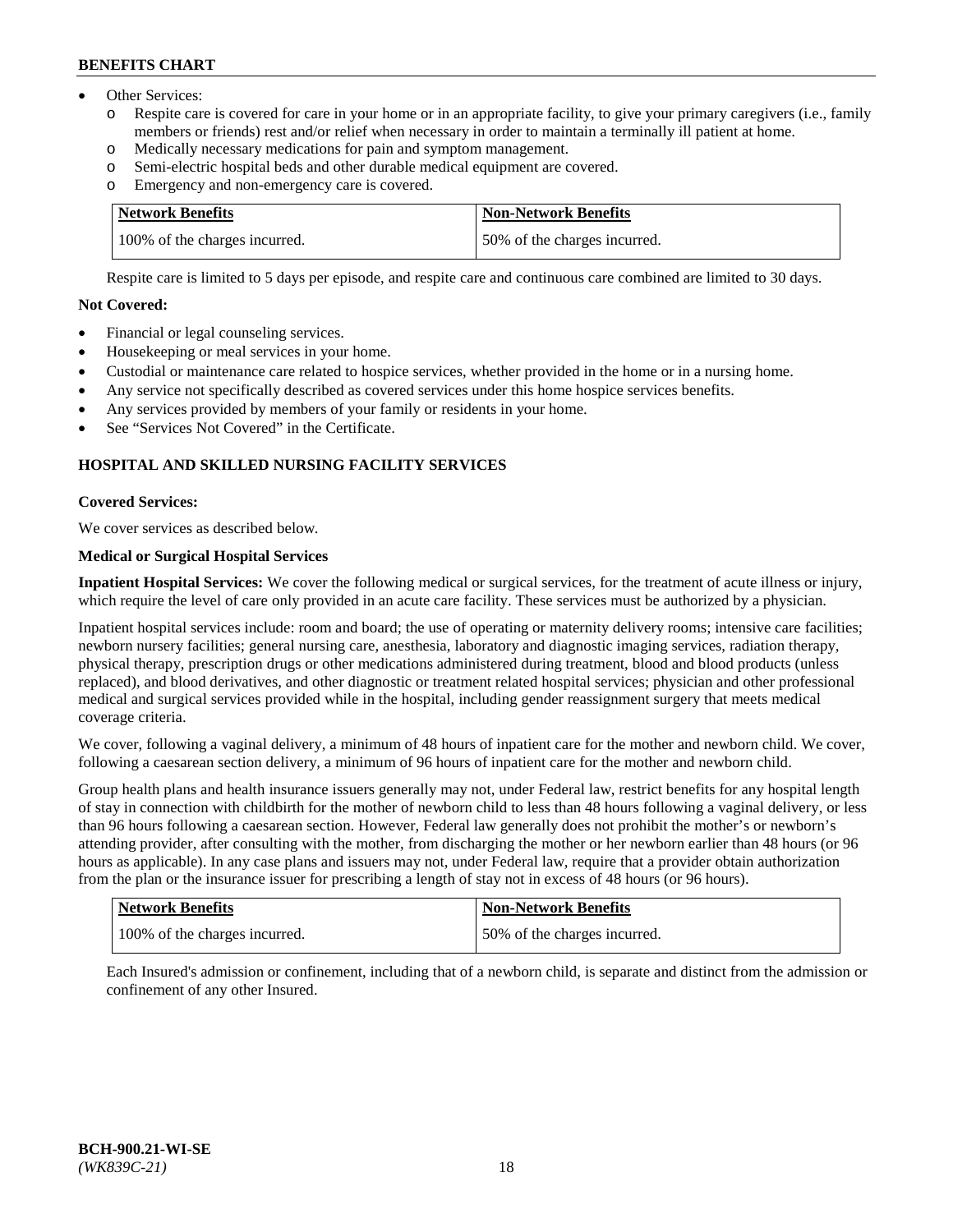- Other Services:
  - o Respite care is covered for care in your home or in an appropriate facility, to give your primary caregivers (i.e., family members or friends) rest and/or relief when necessary in order to maintain a terminally ill patient at home.
  - o Medically necessary medications for pain and symptom management.
  - o Semi-electric hospital beds and other durable medical equipment are covered.
  - o Emergency and non-emergency care is covered.

| Network Benefits | Non-Network Benefits |
|---|---|
| 100% of the charges incurred. | 50% of the charges incurred. |

Respite care is limited to 5 days per episode, and respite care and continuous care combined are limited to 30 days.

**Not Covered:**

- Financial or legal counseling services.
- Housekeeping or meal services in your home.
- Custodial or maintenance care related to hospice services, whether provided in the home or in a nursing home.
- Any service not specifically described as covered services under this home hospice services benefits.
- Any services provided by members of your family or residents in your home.
- See "Services Not Covered" in the Certificate.

## HOSPITAL AND SKILLED NURSING FACILITY SERVICES

**Covered Services:**

We cover services as described below.

**Medical or Surgical Hospital Services**

**Inpatient Hospital Services:** We cover the following medical or surgical services, for the treatment of acute illness or injury, which require the level of care only provided in an acute care facility. These services must be authorized by a physician.

Inpatient hospital services include: room and board; the use of operating or maternity delivery rooms; intensive care facilities; newborn nursery facilities; general nursing care, anesthesia, laboratory and diagnostic imaging services, radiation therapy, physical therapy, prescription drugs or other medications administered during treatment, blood and blood products (unless replaced), and blood derivatives, and other diagnostic or treatment related hospital services; physician and other professional medical and surgical services provided while in the hospital, including gender reassignment surgery that meets medical coverage criteria.

We cover, following a vaginal delivery, a minimum of 48 hours of inpatient care for the mother and newborn child. We cover, following a caesarean section delivery, a minimum of 96 hours of inpatient care for the mother and newborn child.

Group health plans and health insurance issuers generally may not, under Federal law, restrict benefits for any hospital length of stay in connection with childbirth for the mother of newborn child to less than 48 hours following a vaginal delivery, or less than 96 hours following a caesarean section. However, Federal law generally does not prohibit the mother's or newborn's attending provider, after consulting with the mother, from discharging the mother or her newborn earlier than 48 hours (or 96 hours as applicable). In any case plans and issuers may not, under Federal law, require that a provider obtain authorization from the plan or the insurance issuer for prescribing a length of stay not in excess of 48 hours (or 96 hours).

| Network Benefits | Non-Network Benefits |
|---|---|
| 100% of the charges incurred. | 50% of the charges incurred. |

Each Insured's admission or confinement, including that of a newborn child, is separate and distinct from the admission or confinement of any other Insured.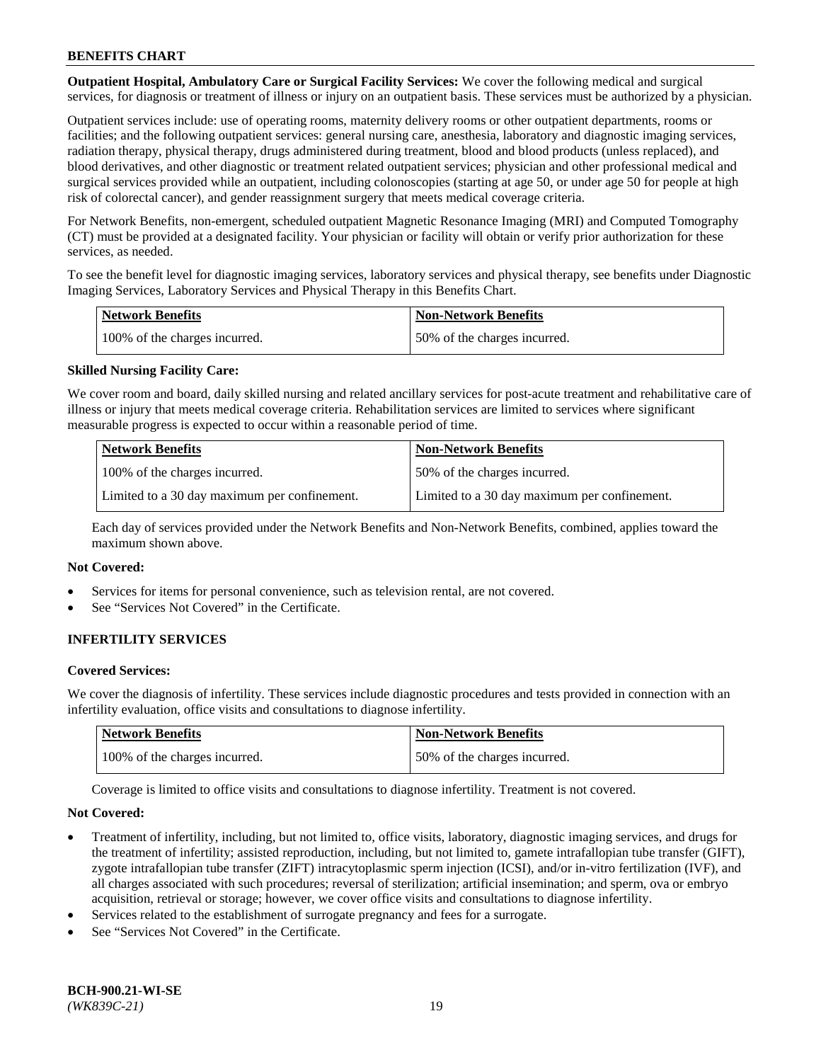**Outpatient Hospital, Ambulatory Care or Surgical Facility Services:** We cover the following medical and surgical services, for diagnosis or treatment of illness or injury on an outpatient basis. These services must be authorized by a physician.

Outpatient services include: use of operating rooms, maternity delivery rooms or other outpatient departments, rooms or facilities; and the following outpatient services: general nursing care, anesthesia, laboratory and diagnostic imaging services, radiation therapy, physical therapy, drugs administered during treatment, blood and blood products (unless replaced), and blood derivatives, and other diagnostic or treatment related outpatient services; physician and other professional medical and surgical services provided while an outpatient, including colonoscopies (starting at age 50, or under age 50 for people at high risk of colorectal cancer), and gender reassignment surgery that meets medical coverage criteria.

For Network Benefits, non-emergent, scheduled outpatient Magnetic Resonance Imaging (MRI) and Computed Tomography (CT) must be provided at a designated facility. Your physician or facility will obtain or verify prior authorization for these services, as needed.

To see the benefit level for diagnostic imaging services, laboratory services and physical therapy, see benefits under Diagnostic Imaging Services, Laboratory Services and Physical Therapy in this Benefits Chart.

| Network Benefits | Non-Network Benefits |
|---|---|
| 100% of the charges incurred. | 50% of the charges incurred. |

**Skilled Nursing Facility Care:**

We cover room and board, daily skilled nursing and related ancillary services for post-acute treatment and rehabilitative care of illness or injury that meets medical coverage criteria. Rehabilitation services are limited to services where significant measurable progress is expected to occur within a reasonable period of time.

| Network Benefits | Non-Network Benefits |
|---|---|
| 100% of the charges incurred. | 50% of the charges incurred. |
| Limited to a 30 day maximum per confinement. | Limited to a 30 day maximum per confinement. |

Each day of services provided under the Network Benefits and Non-Network Benefits, combined, applies toward the maximum shown above.

**Not Covered:**

- Services for items for personal convenience, such as television rental, are not covered.
- See "Services Not Covered" in the Certificate.

## INFERTILITY SERVICES

**Covered Services:**

We cover the diagnosis of infertility. These services include diagnostic procedures and tests provided in connection with an infertility evaluation, office visits and consultations to diagnose infertility.

| Network Benefits | Non-Network Benefits |
|---|---|
| 100% of the charges incurred. | 50% of the charges incurred. |

Coverage is limited to office visits and consultations to diagnose infertility. Treatment is not covered.

**Not Covered:**

- Treatment of infertility, including, but not limited to, office visits, laboratory, diagnostic imaging services, and drugs for the treatment of infertility; assisted reproduction, including, but not limited to, gamete intrafallopian tube transfer (GIFT), zygote intrafallopian tube transfer (ZIFT) intracytoplasmic sperm injection (ICSI), and/or in-vitro fertilization (IVF), and all charges associated with such procedures; reversal of sterilization; artificial insemination; and sperm, ova or embryo acquisition, retrieval or storage; however, we cover office visits and consultations to diagnose infertility.
- Services related to the establishment of surrogate pregnancy and fees for a surrogate.
- See "Services Not Covered" in the Certificate.

**BCH-900.21-WI-SE**
*(WK839C-21)*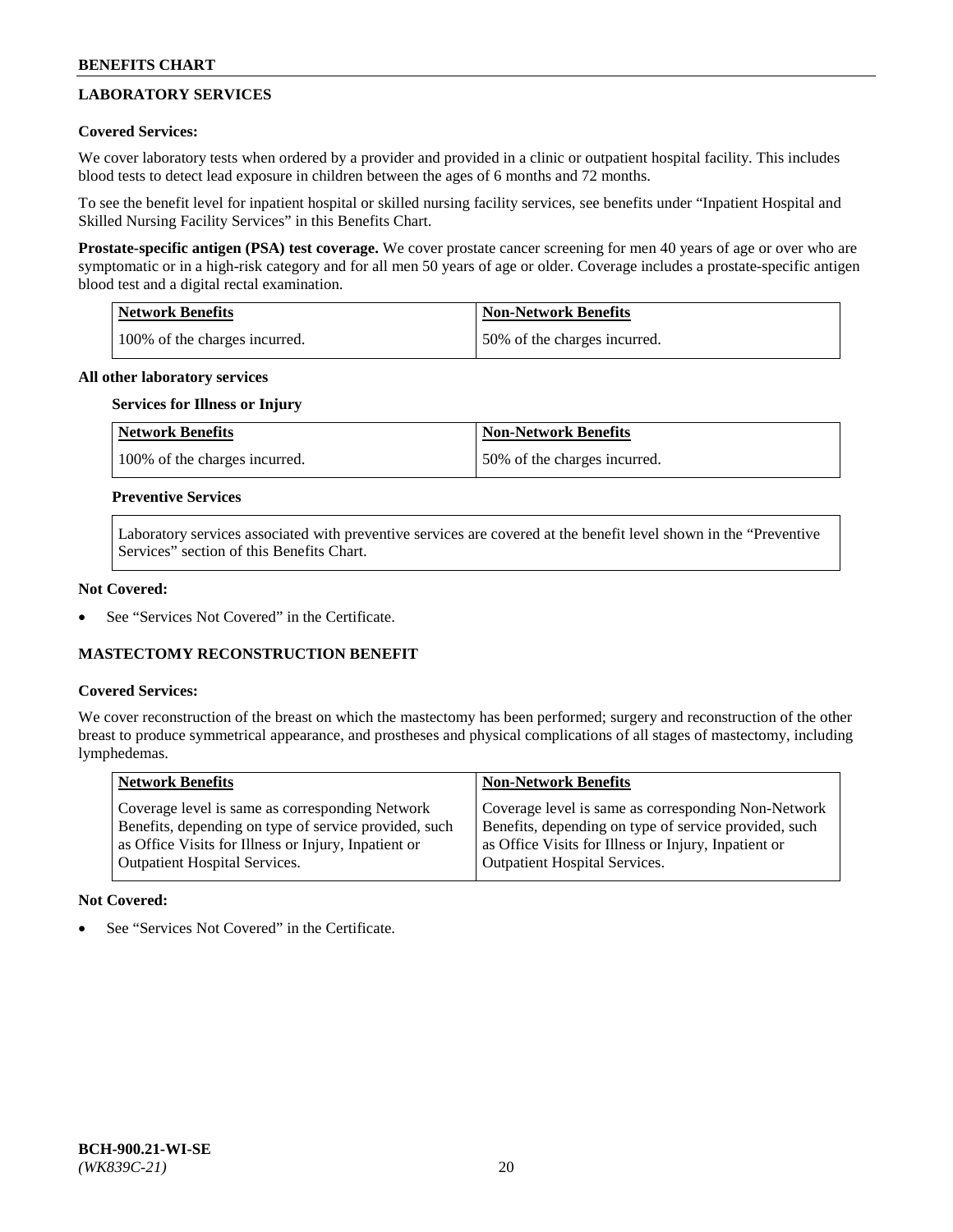## LABORATORY SERVICES

**Covered Services:**

We cover laboratory tests when ordered by a provider and provided in a clinic or outpatient hospital facility. This includes blood tests to detect lead exposure in children between the ages of 6 months and 72 months.

To see the benefit level for inpatient hospital or skilled nursing facility services, see benefits under "Inpatient Hospital and Skilled Nursing Facility Services" in this Benefits Chart.

**Prostate-specific antigen (PSA) test coverage.** We cover prostate cancer screening for men 40 years of age or over who are symptomatic or in a high-risk category and for all men 50 years of age or older. Coverage includes a prostate-specific antigen blood test and a digital rectal examination.

| Network Benefits | Non-Network Benefits |
|---|---|
| 100% of the charges incurred. | 50% of the charges incurred. |

**All other laboratory services**

**Services for Illness or Injury**

| Network Benefits | Non-Network Benefits |
|---|---|
| 100% of the charges incurred. | 50% of the charges incurred. |

**Preventive Services**

Laboratory services associated with preventive services are covered at the benefit level shown in the "Preventive Services" section of this Benefits Chart.

**Not Covered:**

- See "Services Not Covered" in the Certificate.

## MASTECTOMY RECONSTRUCTION BENEFIT

**Covered Services:**

We cover reconstruction of the breast on which the mastectomy has been performed; surgery and reconstruction of the other breast to produce symmetrical appearance, and prostheses and physical complications of all stages of mastectomy, including lymphedemas.

| Network Benefits | Non-Network Benefits |
|---|---|
| Coverage level is same as corresponding Network Benefits, depending on type of service provided, such as Office Visits for Illness or Injury, Inpatient or Outpatient Hospital Services. | Coverage level is same as corresponding Non-Network Benefits, depending on type of service provided, such as Office Visits for Illness or Injury, Inpatient or Outpatient Hospital Services. |

**Not Covered:**

- See "Services Not Covered" in the Certificate.

BCH-900.21-WI-SE
*(WK839C-21)*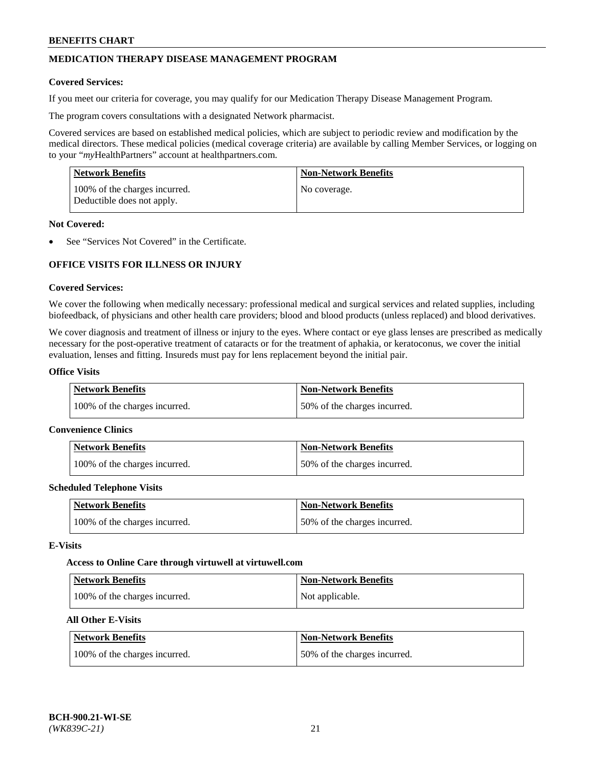## MEDICATION THERAPY DISEASE MANAGEMENT PROGRAM

**Covered Services:**

If you meet our criteria for coverage, you may qualify for our Medication Therapy Disease Management Program.

The program covers consultations with a designated Network pharmacist.

Covered services are based on established medical policies, which are subject to periodic review and modification by the medical directors. These medical policies (medical coverage criteria) are available by calling Member Services, or logging on to your "*my*HealthPartners" account at healthpartners.com.

| Network Benefits | Non-Network Benefits |
|---|---|
| 100% of the charges incurred. Deductible does not apply. | No coverage. |

**Not Covered:**

- See "Services Not Covered" in the Certificate.

## OFFICE VISITS FOR ILLNESS OR INJURY

**Covered Services:**

We cover the following when medically necessary: professional medical and surgical services and related supplies, including biofeedback, of physicians and other health care providers; blood and blood products (unless replaced) and blood derivatives.

We cover diagnosis and treatment of illness or injury to the eyes. Where contact or eye glass lenses are prescribed as medically necessary for the post-operative treatment of cataracts or for the treatment of aphakia, or keratoconus, we cover the initial evaluation, lenses and fitting. Insureds must pay for lens replacement beyond the initial pair.

**Office Visits**

| Network Benefits | Non-Network Benefits |
|---|---|
| 100% of the charges incurred. | 50% of the charges incurred. |

**Convenience Clinics**

| Network Benefits | Non-Network Benefits |
|---|---|
| 100% of the charges incurred. | 50% of the charges incurred. |

**Scheduled Telephone Visits**

| Network Benefits | Non-Network Benefits |
|---|---|
| 100% of the charges incurred. | 50% of the charges incurred. |

**E-Visits**

**Access to Online Care through virtuwell at virtuwell.com**

| Network Benefits | Non-Network Benefits |
|---|---|
| 100% of the charges incurred. | Not applicable. |

**All Other E-Visits**

| Network Benefits | Non-Network Benefits |
|---|---|
| 100% of the charges incurred. | 50% of the charges incurred. |

**BCH-900.21-WI-SE**
*(WK839C-21)*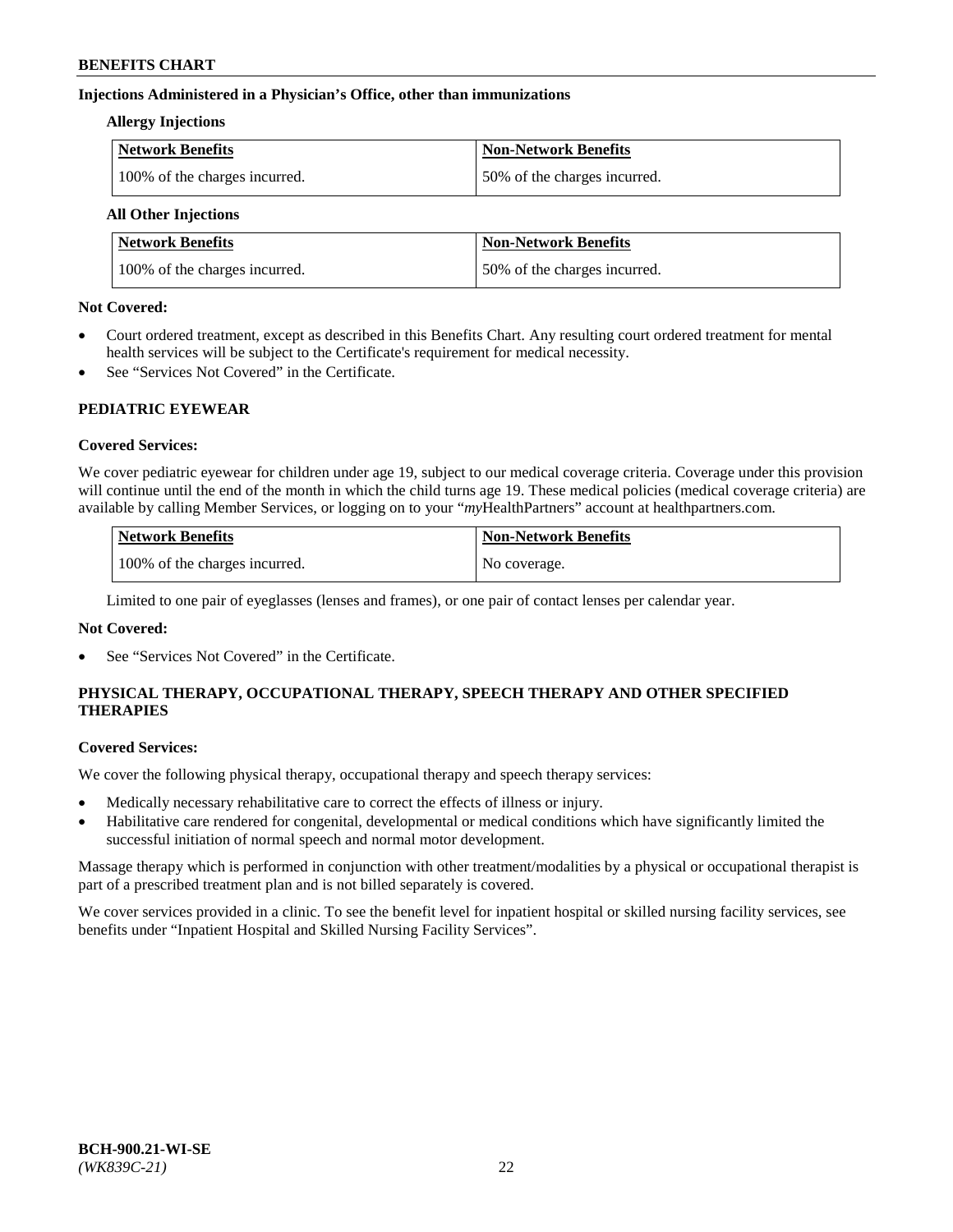**Injections Administered in a Physician's Office, other than immunizations**

**Allergy Injections**

| Network Benefits | Non-Network Benefits |
|---|---|
| 100% of the charges incurred. | 50% of the charges incurred. |

**All Other Injections**

| Network Benefits | Non-Network Benefits |
|---|---|
| 100% of the charges incurred. | 50% of the charges incurred. |

**Not Covered:**

- Court ordered treatment, except as described in this Benefits Chart. Any resulting court ordered treatment for mental health services will be subject to the Certificate's requirement for medical necessity.
- See "Services Not Covered" in the Certificate.

## PEDIATRIC EYEWEAR

**Covered Services:**

We cover pediatric eyewear for children under age 19, subject to our medical coverage criteria. Coverage under this provision will continue until the end of the month in which the child turns age 19. These medical policies (medical coverage criteria) are available by calling Member Services, or logging on to your "*my*HealthPartners" account at healthpartners.com.

| Network Benefits | Non-Network Benefits |
|---|---|
| 100% of the charges incurred. | No coverage. |

Limited to one pair of eyeglasses (lenses and frames), or one pair of contact lenses per calendar year.

**Not Covered:**

- See "Services Not Covered" in the Certificate.

## PHYSICAL THERAPY, OCCUPATIONAL THERAPY, SPEECH THERAPY AND OTHER SPECIFIED THERAPIES

**Covered Services:**

We cover the following physical therapy, occupational therapy and speech therapy services:

- Medically necessary rehabilitative care to correct the effects of illness or injury.
- Habilitative care rendered for congenital, developmental or medical conditions which have significantly limited the successful initiation of normal speech and normal motor development.

Massage therapy which is performed in conjunction with other treatment/modalities by a physical or occupational therapist is part of a prescribed treatment plan and is not billed separately is covered.

We cover services provided in a clinic. To see the benefit level for inpatient hospital or skilled nursing facility services, see benefits under "Inpatient Hospital and Skilled Nursing Facility Services".

**BCH-900.21-WI-SE**
*(WK839C-21)*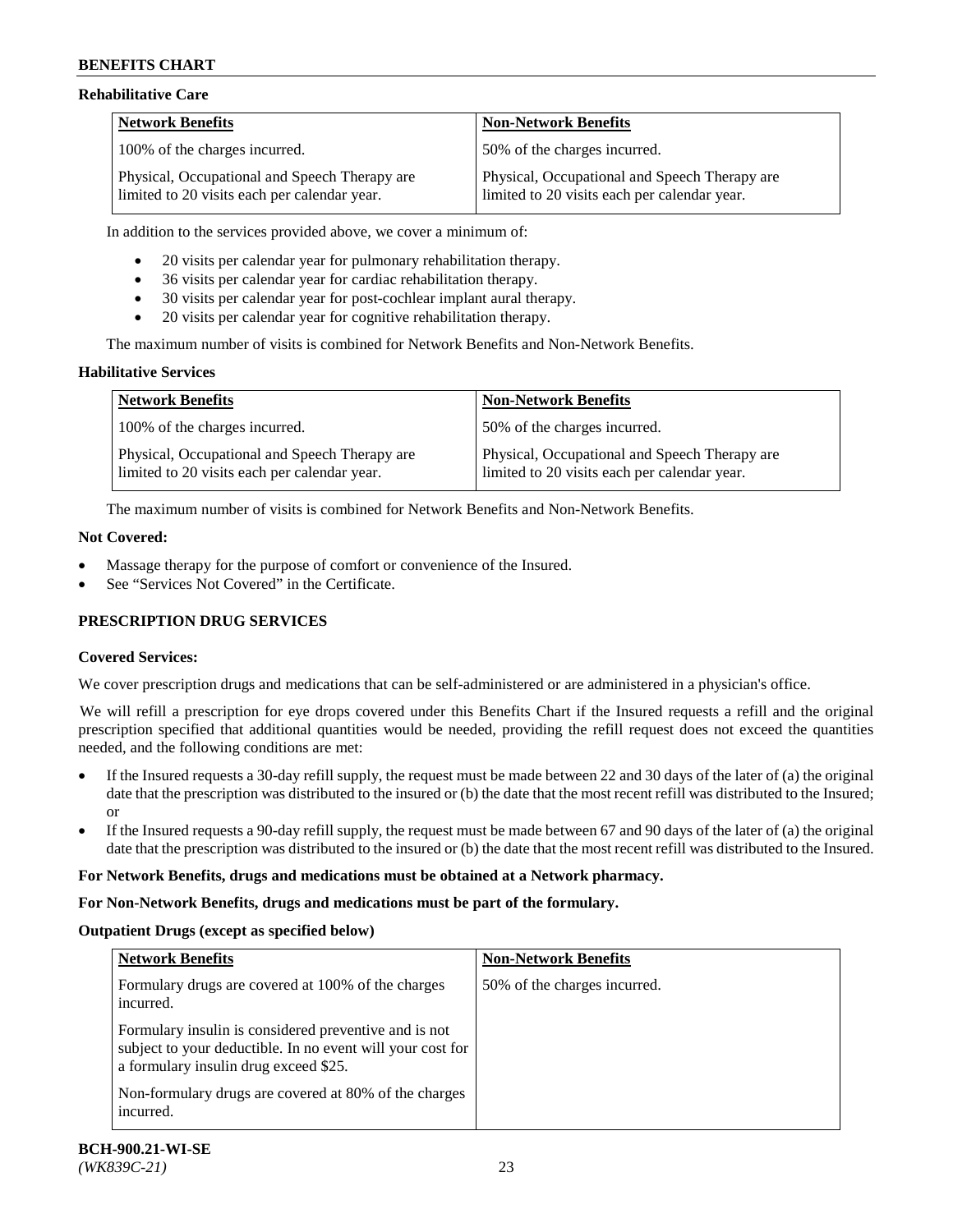### Rehabilitative Care

| Network Benefits | Non-Network Benefits |
|---|---|
| 100% of the charges incurred. | 50% of the charges incurred. |
| Physical, Occupational and Speech Therapy are limited to 20 visits each per calendar year. | Physical, Occupational and Speech Therapy are limited to 20 visits each per calendar year. |

In addition to the services provided above, we cover a minimum of:

- 20 visits per calendar year for pulmonary rehabilitation therapy.
- 36 visits per calendar year for cardiac rehabilitation therapy.
- 30 visits per calendar year for post-cochlear implant aural therapy.
- 20 visits per calendar year for cognitive rehabilitation therapy.

The maximum number of visits is combined for Network Benefits and Non-Network Benefits.

### Habilitative Services

| Network Benefits | Non-Network Benefits |
|---|---|
| 100% of the charges incurred. | 50% of the charges incurred. |
| Physical, Occupational and Speech Therapy are limited to 20 visits each per calendar year. | Physical, Occupational and Speech Therapy are limited to 20 visits each per calendar year. |

The maximum number of visits is combined for Network Benefits and Non-Network Benefits.

**Not Covered:**

- Massage therapy for the purpose of comfort or convenience of the Insured.
- See "Services Not Covered" in the Certificate.

## PRESCRIPTION DRUG SERVICES

**Covered Services:**

We cover prescription drugs and medications that can be self-administered or are administered in a physician's office.

We will refill a prescription for eye drops covered under this Benefits Chart if the Insured requests a refill and the original prescription specified that additional quantities would be needed, providing the refill request does not exceed the quantities needed, and the following conditions are met:

- If the Insured requests a 30-day refill supply, the request must be made between 22 and 30 days of the later of (a) the original date that the prescription was distributed to the insured or (b) the date that the most recent refill was distributed to the Insured; or
- If the Insured requests a 90-day refill supply, the request must be made between 67 and 90 days of the later of (a) the original date that the prescription was distributed to the insured or (b) the date that the most recent refill was distributed to the Insured.

**For Network Benefits, drugs and medications must be obtained at a Network pharmacy.**

**For Non-Network Benefits, drugs and medications must be part of the formulary.**

**Outpatient Drugs (except as specified below)**

| Network Benefits | Non-Network Benefits |
|---|---|
| Formulary drugs are covered at 100% of the charges incurred.<br><br>Formulary insulin is considered preventive and is not subject to your deductible. In no event will your cost for a formulary insulin drug exceed $25.<br><br>Non-formulary drugs are covered at 80% of the charges incurred. | 50% of the charges incurred. |

BCH-900.21-WI-SE
*(WK839C-21)*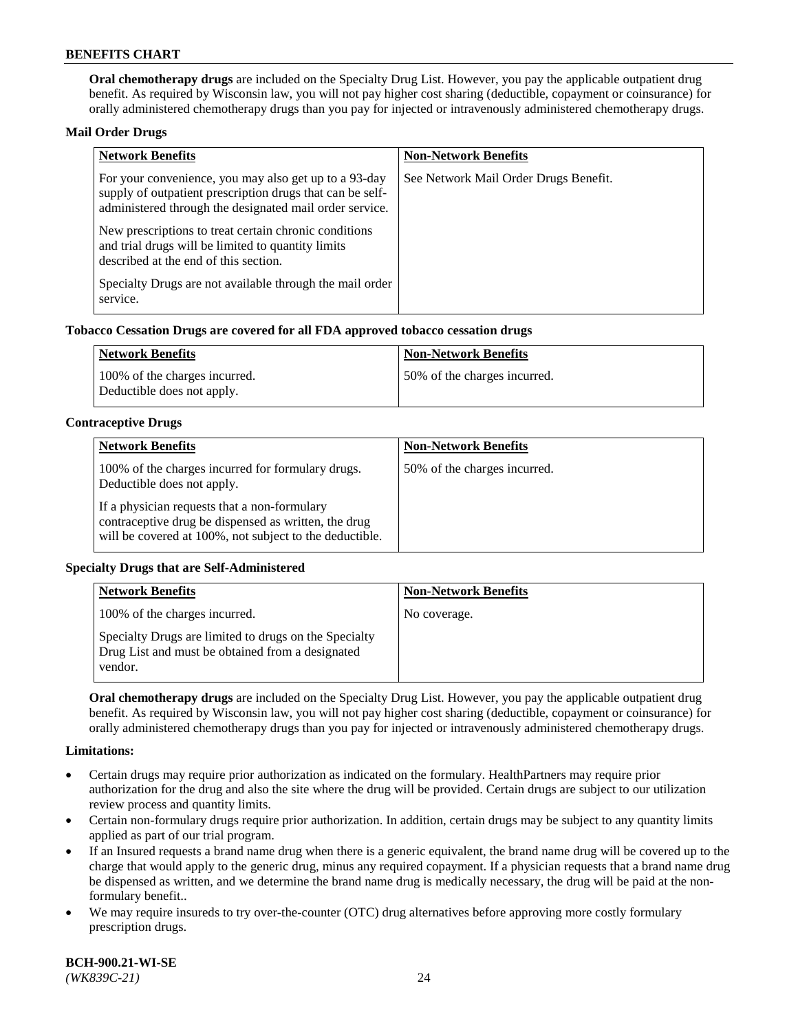**Oral chemotherapy drugs** are included on the Specialty Drug List. However, you pay the applicable outpatient drug benefit. As required by Wisconsin law, you will not pay higher cost sharing (deductible, copayment or coinsurance) for orally administered chemotherapy drugs than you pay for injected or intravenously administered chemotherapy drugs.

**Mail Order Drugs**

| Network Benefits | Non-Network Benefits |
|---|---|
| For your convenience, you may also get up to a 93-day supply of outpatient prescription drugs that can be self-administered through the designated mail order service.<br><br>New prescriptions to treat certain chronic conditions and trial drugs will be limited to quantity limits described at the end of this section.<br><br>Specialty Drugs are not available through the mail order service. | See Network Mail Order Drugs Benefit. |

**Tobacco Cessation Drugs are covered for all FDA approved tobacco cessation drugs**

| Network Benefits | Non-Network Benefits |
|---|---|
| 100% of the charges incurred.<br>Deductible does not apply. | 50% of the charges incurred. |

**Contraceptive Drugs**

| Network Benefits | Non-Network Benefits |
|---|---|
| 100% of the charges incurred for formulary drugs. Deductible does not apply.<br><br>If a physician requests that a non-formulary contraceptive drug be dispensed as written, the drug will be covered at 100%, not subject to the deductible. | 50% of the charges incurred. |

**Specialty Drugs that are Self-Administered**

| Network Benefits | Non-Network Benefits |
|---|---|
| 100% of the charges incurred.<br><br>Specialty Drugs are limited to drugs on the Specialty Drug List and must be obtained from a designated vendor. | No coverage. |

**Oral chemotherapy drugs** are included on the Specialty Drug List. However, you pay the applicable outpatient drug benefit. As required by Wisconsin law, you will not pay higher cost sharing (deductible, copayment or coinsurance) for orally administered chemotherapy drugs than you pay for injected or intravenously administered chemotherapy drugs.

**Limitations:**

- Certain drugs may require prior authorization as indicated on the formulary. HealthPartners may require prior authorization for the drug and also the site where the drug will be provided. Certain drugs are subject to our utilization review process and quantity limits.
- Certain non-formulary drugs require prior authorization. In addition, certain drugs may be subject to any quantity limits applied as part of our trial program.
- If an Insured requests a brand name drug when there is a generic equivalent, the brand name drug will be covered up to the charge that would apply to the generic drug, minus any required copayment. If a physician requests that a brand name drug be dispensed as written, and we determine the brand name drug is medically necessary, the drug will be paid at the non-formulary benefit..
- We may require insureds to try over-the-counter (OTC) drug alternatives before approving more costly formulary prescription drugs.

**BCH-900.21-WI-SE**
*(WK839C-21)*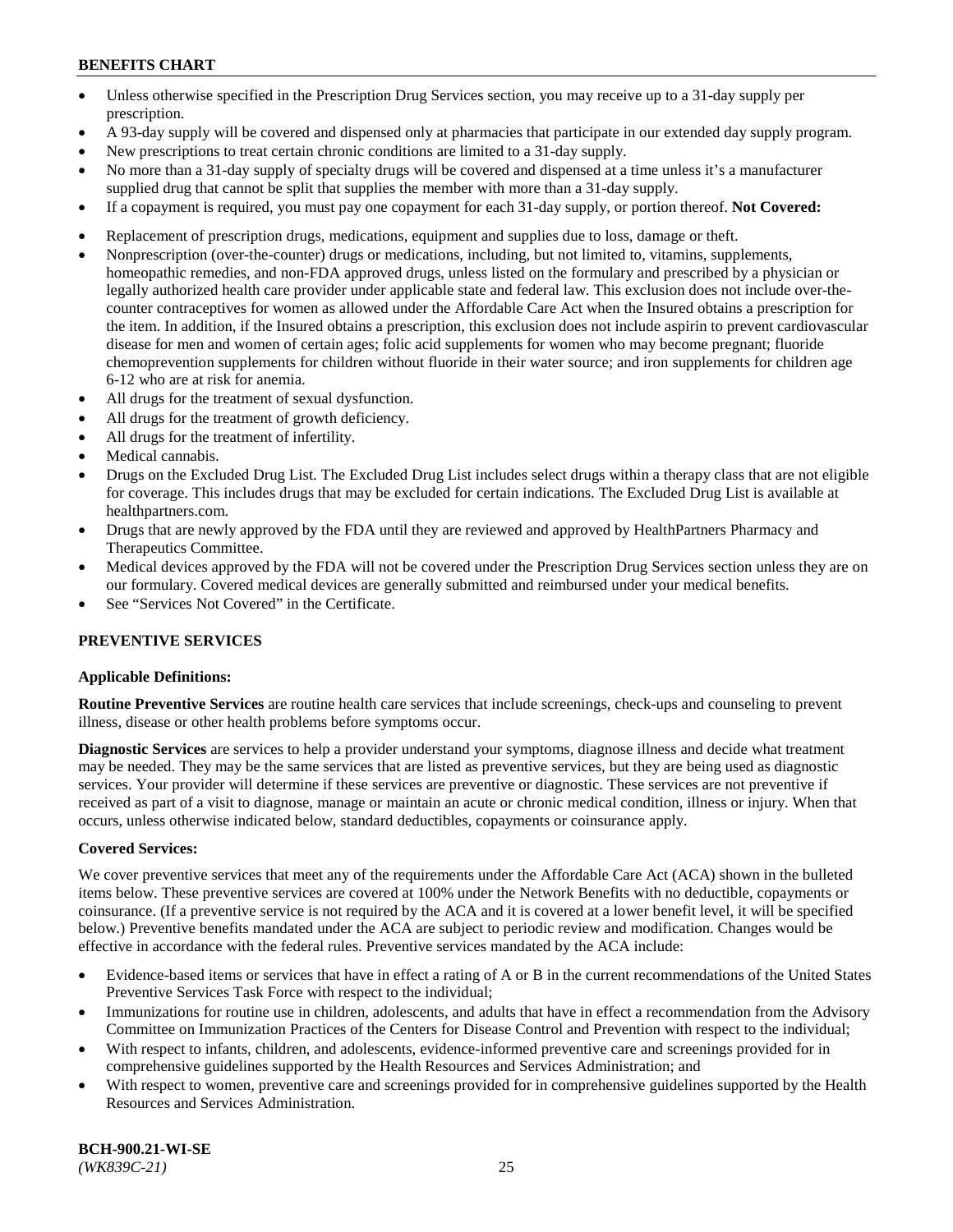- Unless otherwise specified in the Prescription Drug Services section, you may receive up to a 31-day supply per prescription.
- A 93-day supply will be covered and dispensed only at pharmacies that participate in our extended day supply program.
- New prescriptions to treat certain chronic conditions are limited to a 31-day supply.
- No more than a 31-day supply of specialty drugs will be covered and dispensed at a time unless it's a manufacturer supplied drug that cannot be split that supplies the member with more than a 31-day supply.
- If a copayment is required, you must pay one copayment for each 31-day supply, or portion thereof. **Not Covered:**
- Replacement of prescription drugs, medications, equipment and supplies due to loss, damage or theft.
- Nonprescription (over-the-counter) drugs or medications, including, but not limited to, vitamins, supplements, homeopathic remedies, and non-FDA approved drugs, unless listed on the formulary and prescribed by a physician or legally authorized health care provider under applicable state and federal law. This exclusion does not include over-the-counter contraceptives for women as allowed under the Affordable Care Act when the Insured obtains a prescription for the item. In addition, if the Insured obtains a prescription, this exclusion does not include aspirin to prevent cardiovascular disease for men and women of certain ages; folic acid supplements for women who may become pregnant; fluoride chemoprevention supplements for children without fluoride in their water source; and iron supplements for children age 6-12 who are at risk for anemia.
- All drugs for the treatment of sexual dysfunction.
- All drugs for the treatment of growth deficiency.
- All drugs for the treatment of infertility.
- Medical cannabis.
- Drugs on the Excluded Drug List. The Excluded Drug List includes select drugs within a therapy class that are not eligible for coverage. This includes drugs that may be excluded for certain indications. The Excluded Drug List is available at healthpartners.com.
- Drugs that are newly approved by the FDA until they are reviewed and approved by HealthPartners Pharmacy and Therapeutics Committee.
- Medical devices approved by the FDA will not be covered under the Prescription Drug Services section unless they are on our formulary. Covered medical devices are generally submitted and reimbursed under your medical benefits.
- See "Services Not Covered" in the Certificate.

## PREVENTIVE SERVICES

**Applicable Definitions:**

**Routine Preventive Services** are routine health care services that include screenings, check-ups and counseling to prevent illness, disease or other health problems before symptoms occur.

**Diagnostic Services** are services to help a provider understand your symptoms, diagnose illness and decide what treatment may be needed. They may be the same services that are listed as preventive services, but they are being used as diagnostic services. Your provider will determine if these services are preventive or diagnostic. These services are not preventive if received as part of a visit to diagnose, manage or maintain an acute or chronic medical condition, illness or injury. When that occurs, unless otherwise indicated below, standard deductibles, copayments or coinsurance apply.

**Covered Services:**

We cover preventive services that meet any of the requirements under the Affordable Care Act (ACA) shown in the bulleted items below. These preventive services are covered at 100% under the Network Benefits with no deductible, copayments or coinsurance. (If a preventive service is not required by the ACA and it is covered at a lower benefit level, it will be specified below.) Preventive benefits mandated under the ACA are subject to periodic review and modification. Changes would be effective in accordance with the federal rules. Preventive services mandated by the ACA include:

- Evidence-based items or services that have in effect a rating of A or B in the current recommendations of the United States Preventive Services Task Force with respect to the individual;
- Immunizations for routine use in children, adolescents, and adults that have in effect a recommendation from the Advisory Committee on Immunization Practices of the Centers for Disease Control and Prevention with respect to the individual;
- With respect to infants, children, and adolescents, evidence-informed preventive care and screenings provided for in comprehensive guidelines supported by the Health Resources and Services Administration; and
- With respect to women, preventive care and screenings provided for in comprehensive guidelines supported by the Health Resources and Services Administration.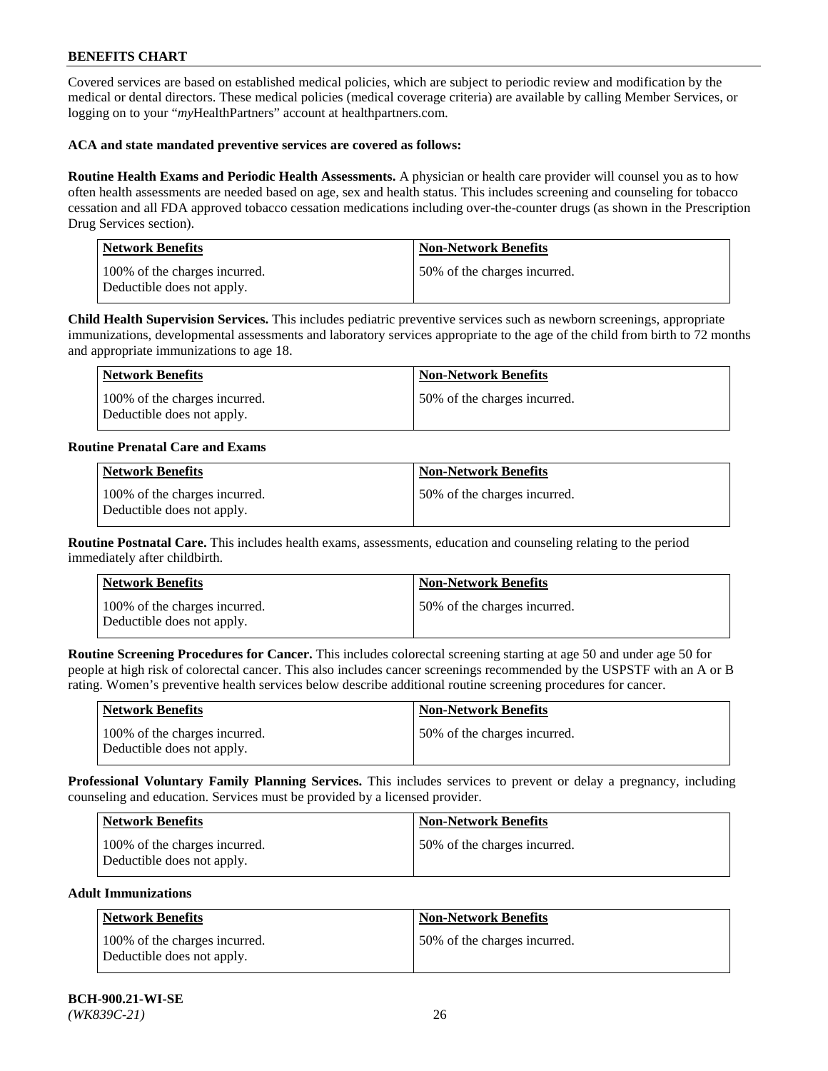Covered services are based on established medical policies, which are subject to periodic review and modification by the medical or dental directors. These medical policies (medical coverage criteria) are available by calling Member Services, or logging on to your "*my*HealthPartners" account at healthpartners.com.

**ACA and state mandated preventive services are covered as follows:**

**Routine Health Exams and Periodic Health Assessments.** A physician or health care provider will counsel you as to how often health assessments are needed based on age, sex and health status. This includes screening and counseling for tobacco cessation and all FDA approved tobacco cessation medications including over-the-counter drugs (as shown in the Prescription Drug Services section).

| Network Benefits | Non-Network Benefits |
|---|---|
| 100% of the charges incurred. Deductible does not apply. | 50% of the charges incurred. |

**Child Health Supervision Services.** This includes pediatric preventive services such as newborn screenings, appropriate immunizations, developmental assessments and laboratory services appropriate to the age of the child from birth to 72 months and appropriate immunizations to age 18.

| Network Benefits | Non-Network Benefits |
|---|---|
| 100% of the charges incurred. Deductible does not apply. | 50% of the charges incurred. |

**Routine Prenatal Care and Exams**

| Network Benefits | Non-Network Benefits |
|---|---|
| 100% of the charges incurred. Deductible does not apply. | 50% of the charges incurred. |

**Routine Postnatal Care.** This includes health exams, assessments, education and counseling relating to the period immediately after childbirth.

| Network Benefits | Non-Network Benefits |
|---|---|
| 100% of the charges incurred. Deductible does not apply. | 50% of the charges incurred. |

**Routine Screening Procedures for Cancer.** This includes colorectal screening starting at age 50 and under age 50 for people at high risk of colorectal cancer. This also includes cancer screenings recommended by the USPSTF with an A or B rating. Women's preventive health services below describe additional routine screening procedures for cancer.

| Network Benefits | Non-Network Benefits |
|---|---|
| 100% of the charges incurred. Deductible does not apply. | 50% of the charges incurred. |

**Professional Voluntary Family Planning Services.** This includes services to prevent or delay a pregnancy, including counseling and education. Services must be provided by a licensed provider.

| Network Benefits | Non-Network Benefits |
|---|---|
| 100% of the charges incurred. Deductible does not apply. | 50% of the charges incurred. |

**Adult Immunizations**

| Network Benefits | Non-Network Benefits |
|---|---|
| 100% of the charges incurred. Deductible does not apply. | 50% of the charges incurred. |

**BCH-900.21-WI-SE**
*(WK839C-21)*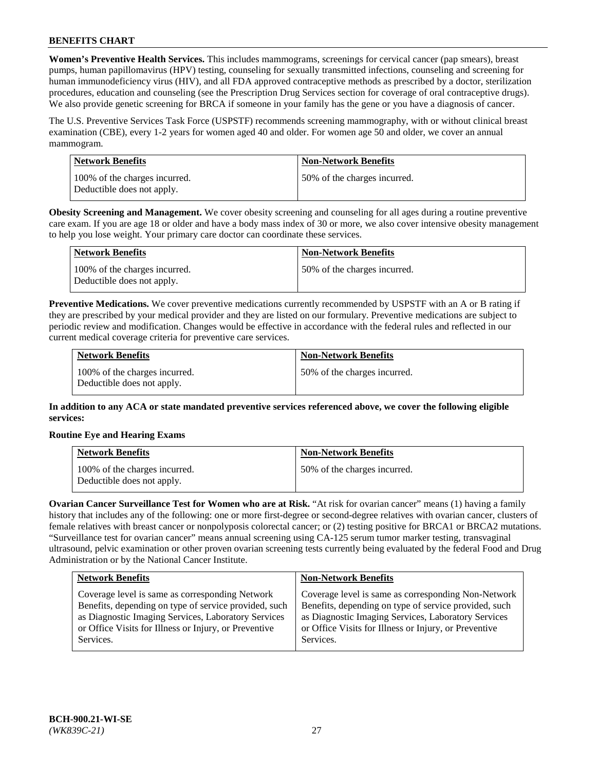**Women's Preventive Health Services.** This includes mammograms, screenings for cervical cancer (pap smears), breast pumps, human papillomavirus (HPV) testing, counseling for sexually transmitted infections, counseling and screening for human immunodeficiency virus (HIV), and all FDA approved contraceptive methods as prescribed by a doctor, sterilization procedures, education and counseling (see the Prescription Drug Services section for coverage of oral contraceptive drugs). We also provide genetic screening for BRCA if someone in your family has the gene or you have a diagnosis of cancer.

The U.S. Preventive Services Task Force (USPSTF) recommends screening mammography, with or without clinical breast examination (CBE), every 1-2 years for women aged 40 and older. For women age 50 and older, we cover an annual mammogram.

| Network Benefits | Non-Network Benefits |
|---|---|
| 100% of the charges incurred. Deductible does not apply. | 50% of the charges incurred. |

**Obesity Screening and Management.** We cover obesity screening and counseling for all ages during a routine preventive care exam. If you are age 18 or older and have a body mass index of 30 or more, we also cover intensive obesity management to help you lose weight. Your primary care doctor can coordinate these services.

| Network Benefits | Non-Network Benefits |
|---|---|
| 100% of the charges incurred. Deductible does not apply. | 50% of the charges incurred. |

**Preventive Medications.** We cover preventive medications currently recommended by USPSTF with an A or B rating if they are prescribed by your medical provider and they are listed on our formulary. Preventive medications are subject to periodic review and modification. Changes would be effective in accordance with the federal rules and reflected in our current medical coverage criteria for preventive care services.

| Network Benefits | Non-Network Benefits |
|---|---|
| 100% of the charges incurred. Deductible does not apply. | 50% of the charges incurred. |

**In addition to any ACA or state mandated preventive services referenced above, we cover the following eligible services:**

**Routine Eye and Hearing Exams**

| Network Benefits | Non-Network Benefits |
|---|---|
| 100% of the charges incurred. Deductible does not apply. | 50% of the charges incurred. |

**Ovarian Cancer Surveillance Test for Women who are at Risk.** "At risk for ovarian cancer" means (1) having a family history that includes any of the following: one or more first-degree or second-degree relatives with ovarian cancer, clusters of female relatives with breast cancer or nonpolyposis colorectal cancer; or (2) testing positive for BRCA1 or BRCA2 mutations. "Surveillance test for ovarian cancer" means annual screening using CA-125 serum tumor marker testing, transvaginal ultrasound, pelvic examination or other proven ovarian screening tests currently being evaluated by the federal Food and Drug Administration or by the National Cancer Institute.

| Network Benefits | Non-Network Benefits |
|---|---|
| Coverage level is same as corresponding Network Benefits, depending on type of service provided, such as Diagnostic Imaging Services, Laboratory Services or Office Visits for Illness or Injury, or Preventive Services. | Coverage level is same as corresponding Non-Network Benefits, depending on type of service provided, such as Diagnostic Imaging Services, Laboratory Services or Office Visits for Illness or Injury, or Preventive Services. |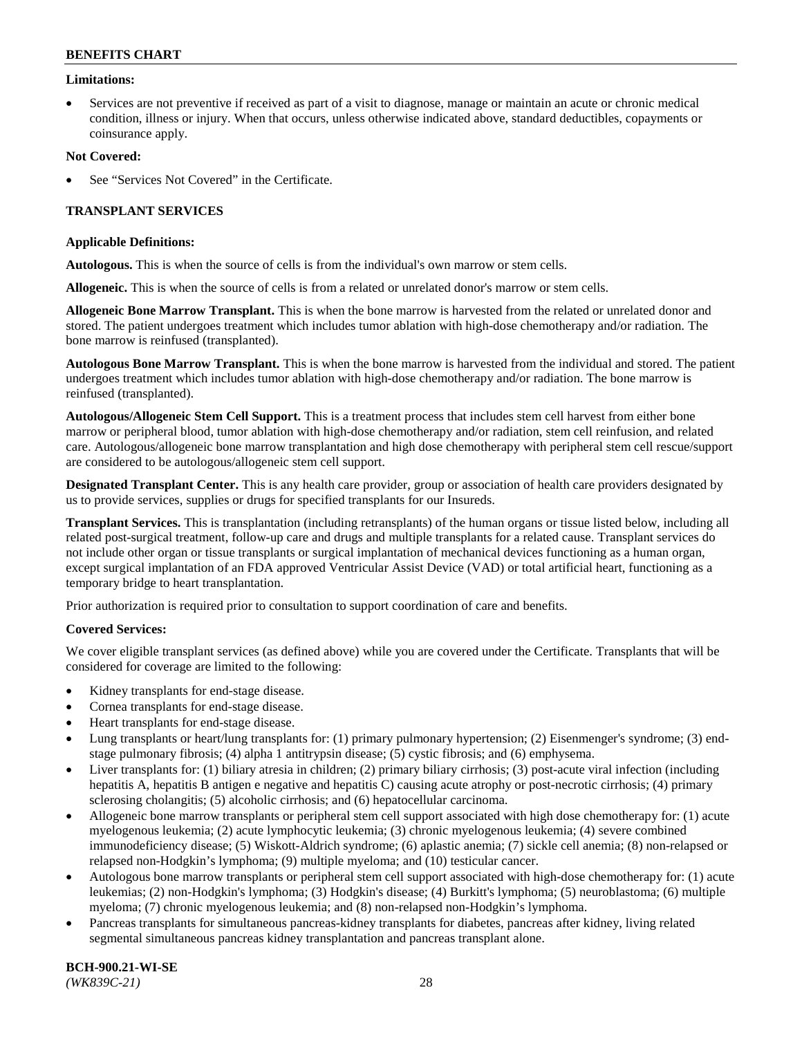**Limitations:**

- Services are not preventive if received as part of a visit to diagnose, manage or maintain an acute or chronic medical condition, illness or injury. When that occurs, unless otherwise indicated above, standard deductibles, copayments or coinsurance apply.

**Not Covered:**

- See "Services Not Covered" in the Certificate.

**TRANSPLANT SERVICES**

**Applicable Definitions:**

**Autologous.** This is when the source of cells is from the individual's own marrow or stem cells.

**Allogeneic.** This is when the source of cells is from a related or unrelated donor's marrow or stem cells.

**Allogeneic Bone Marrow Transplant.** This is when the bone marrow is harvested from the related or unrelated donor and stored. The patient undergoes treatment which includes tumor ablation with high-dose chemotherapy and/or radiation. The bone marrow is reinfused (transplanted).

**Autologous Bone Marrow Transplant.** This is when the bone marrow is harvested from the individual and stored. The patient undergoes treatment which includes tumor ablation with high-dose chemotherapy and/or radiation. The bone marrow is reinfused (transplanted).

**Autologous/Allogeneic Stem Cell Support.** This is a treatment process that includes stem cell harvest from either bone marrow or peripheral blood, tumor ablation with high-dose chemotherapy and/or radiation, stem cell reinfusion, and related care. Autologous/allogeneic bone marrow transplantation and high dose chemotherapy with peripheral stem cell rescue/support are considered to be autologous/allogeneic stem cell support.

**Designated Transplant Center.** This is any health care provider, group or association of health care providers designated by us to provide services, supplies or drugs for specified transplants for our Insureds.

**Transplant Services.** This is transplantation (including retransplants) of the human organs or tissue listed below, including all related post-surgical treatment, follow-up care and drugs and multiple transplants for a related cause. Transplant services do not include other organ or tissue transplants or surgical implantation of mechanical devices functioning as a human organ, except surgical implantation of an FDA approved Ventricular Assist Device (VAD) or total artificial heart, functioning as a temporary bridge to heart transplantation.

Prior authorization is required prior to consultation to support coordination of care and benefits.

**Covered Services:**

We cover eligible transplant services (as defined above) while you are covered under the Certificate. Transplants that will be considered for coverage are limited to the following:

- Kidney transplants for end-stage disease.
- Cornea transplants for end-stage disease.
- Heart transplants for end-stage disease.
- Lung transplants or heart/lung transplants for: (1) primary pulmonary hypertension; (2) Eisenmenger's syndrome; (3) end-stage pulmonary fibrosis; (4) alpha 1 antitrypsin disease; (5) cystic fibrosis; and (6) emphysema.
- Liver transplants for: (1) biliary atresia in children; (2) primary biliary cirrhosis; (3) post-acute viral infection (including hepatitis A, hepatitis B antigen e negative and hepatitis C) causing acute atrophy or post-necrotic cirrhosis; (4) primary sclerosing cholangitis; (5) alcoholic cirrhosis; and (6) hepatocellular carcinoma.
- Allogeneic bone marrow transplants or peripheral stem cell support associated with high dose chemotherapy for: (1) acute myelogenous leukemia; (2) acute lymphocytic leukemia; (3) chronic myelogenous leukemia; (4) severe combined immunodeficiency disease; (5) Wiskott-Aldrich syndrome; (6) aplastic anemia; (7) sickle cell anemia; (8) non-relapsed or relapsed non-Hodgkin's lymphoma; (9) multiple myeloma; and (10) testicular cancer.
- Autologous bone marrow transplants or peripheral stem cell support associated with high-dose chemotherapy for: (1) acute leukemias; (2) non-Hodgkin's lymphoma; (3) Hodgkin's disease; (4) Burkitt's lymphoma; (5) neuroblastoma; (6) multiple myeloma; (7) chronic myelogenous leukemia; and (8) non-relapsed non-Hodgkin's lymphoma.
- Pancreas transplants for simultaneous pancreas-kidney transplants for diabetes, pancreas after kidney, living related segmental simultaneous pancreas kidney transplantation and pancreas transplant alone.

**BCH-900.21-WI-SE**
*(WK839C-21)*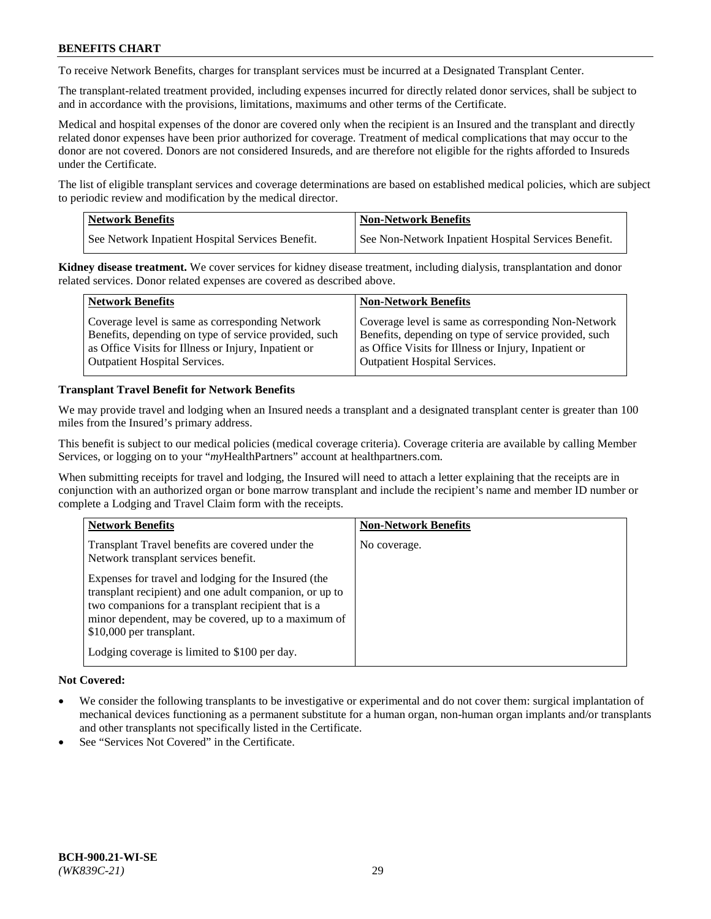To receive Network Benefits, charges for transplant services must be incurred at a Designated Transplant Center.

The transplant-related treatment provided, including expenses incurred for directly related donor services, shall be subject to and in accordance with the provisions, limitations, maximums and other terms of the Certificate.

Medical and hospital expenses of the donor are covered only when the recipient is an Insured and the transplant and directly related donor expenses have been prior authorized for coverage. Treatment of medical complications that may occur to the donor are not covered. Donors are not considered Insureds, and are therefore not eligible for the rights afforded to Insureds under the Certificate.

The list of eligible transplant services and coverage determinations are based on established medical policies, which are subject to periodic review and modification by the medical director.

| Network Benefits | Non-Network Benefits |
| --- | --- |
| See Network Inpatient Hospital Services Benefit. | See Non-Network Inpatient Hospital Services Benefit. |

**Kidney disease treatment.** We cover services for kidney disease treatment, including dialysis, transplantation and donor related services. Donor related expenses are covered as described above.

| Network Benefits | Non-Network Benefits |
| --- | --- |
| Coverage level is same as corresponding Network Benefits, depending on type of service provided, such as Office Visits for Illness or Injury, Inpatient or Outpatient Hospital Services. | Coverage level is same as corresponding Non-Network Benefits, depending on type of service provided, such as Office Visits for Illness or Injury, Inpatient or Outpatient Hospital Services. |

**Transplant Travel Benefit for Network Benefits**

We may provide travel and lodging when an Insured needs a transplant and a designated transplant center is greater than 100 miles from the Insured's primary address.

This benefit is subject to our medical policies (medical coverage criteria). Coverage criteria are available by calling Member Services, or logging on to your "*my*HealthPartners" account at healthpartners.com.

When submitting receipts for travel and lodging, the Insured will need to attach a letter explaining that the receipts are in conjunction with an authorized organ or bone marrow transplant and include the recipient's name and member ID number or complete a Lodging and Travel Claim form with the receipts.

| Network Benefits | Non-Network Benefits |
| --- | --- |
| Transplant Travel benefits are covered under the Network transplant services benefit.<br><br>Expenses for travel and lodging for the Insured (the transplant recipient) and one adult companion, or up to two companions for a transplant recipient that is a minor dependent, may be covered, up to a maximum of $10,000 per transplant.<br><br>Lodging coverage is limited to $100 per day. | No coverage. |

**Not Covered:**

- We consider the following transplants to be investigative or experimental and do not cover them: surgical implantation of mechanical devices functioning as a permanent substitute for a human organ, non-human organ implants and/or transplants and other transplants not specifically listed in the Certificate.
- See "Services Not Covered" in the Certificate.